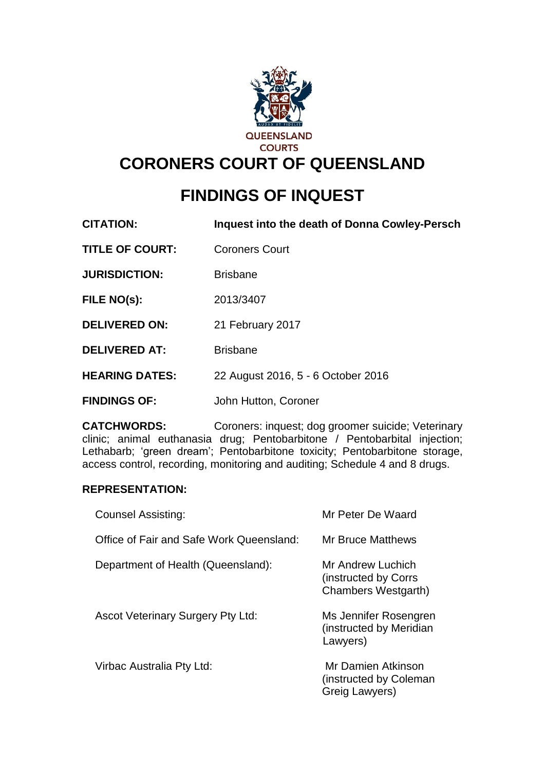QUEENSLAND COURTS

# CORONERS COURT OF QUEENSLAND

## FINDINGS OF INQUEST

| | |
|---|---|
| **CITATION:** | **Inquest into the death of Donna Cowley-Persch** |
| **TITLE OF COURT:** | Coroners Court |
| **JURISDICTION:** | Brisbane |
| **FILE NO(s):** | 2013/3407 |
| **DELIVERED ON:** | 21 February 2017 |
| **DELIVERED AT:** | Brisbane |
| **HEARING DATES:** | 22 August 2016, 5 - 6 October 2016 |
| **FINDINGS OF:** | John Hutton, Coroner |

**CATCHWORDS:** Coroners: inquest; dog groomer suicide; Veterinary clinic; animal euthanasia drug; Pentobarbitone / Pentobarbital injection; Lethabarb; 'green dream'; Pentobarbitone toxicity; Pentobarbitone storage, access control, recording, monitoring and auditing; Schedule 4 and 8 drugs.

**REPRESENTATION:**

| | |
|---|---|
| Counsel Assisting: | Mr Peter De Waard |
| Office of Fair and Safe Work Queensland: | Mr Bruce Matthews |
| Department of Health (Queensland): | Mr Andrew Luchich (instructed by Corrs Chambers Westgarth) |
| Ascot Veterinary Surgery Pty Ltd: | Ms Jennifer Rosengren (instructed by Meridian Lawyers) |
| Virbac Australia Pty Ltd: | Mr Damien Atkinson (instructed by Coleman Greig Lawyers) |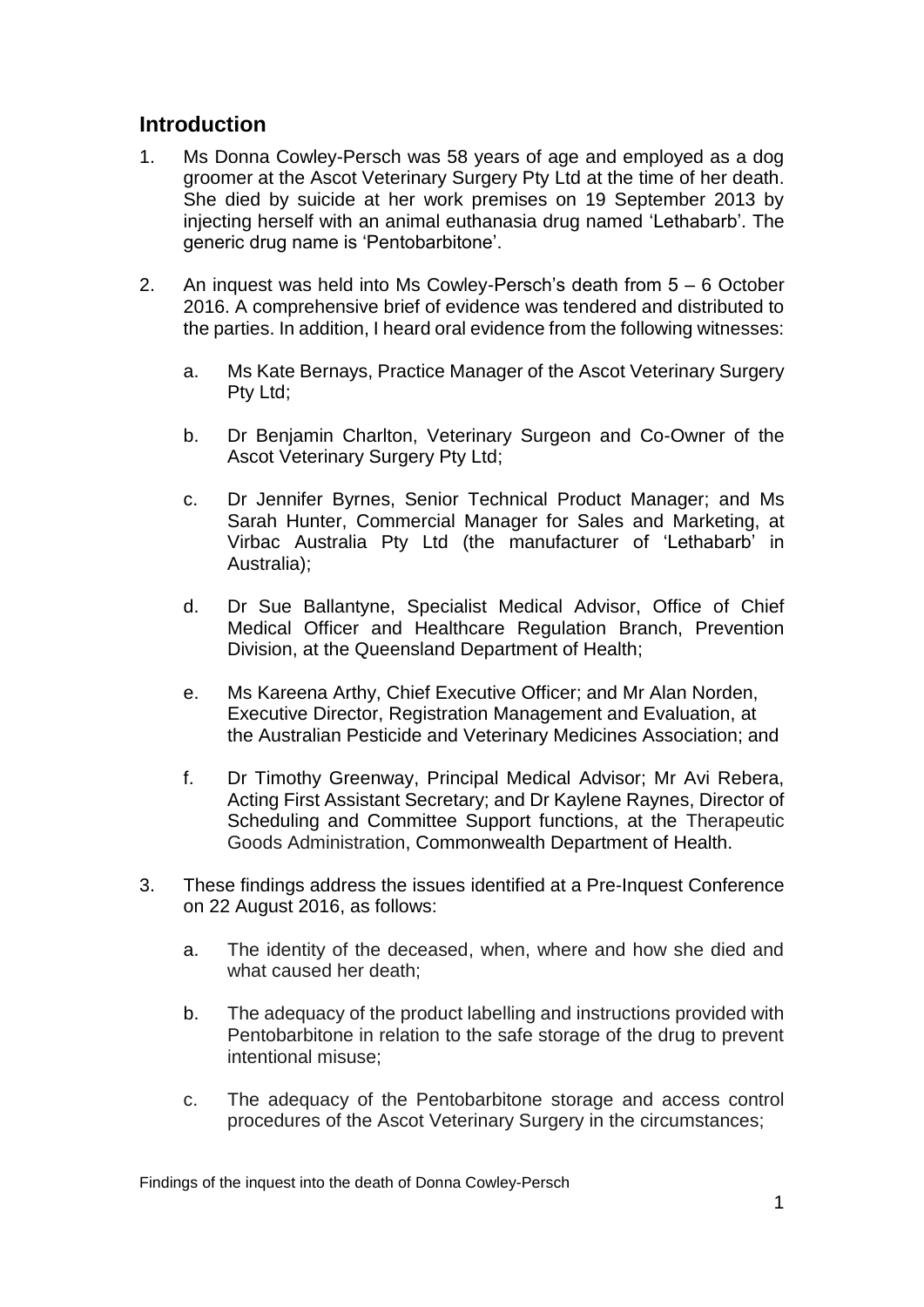## Introduction

1. Ms Donna Cowley-Persch was 58 years of age and employed as a dog groomer at the Ascot Veterinary Surgery Pty Ltd at the time of her death. She died by suicide at her work premises on 19 September 2013 by injecting herself with an animal euthanasia drug named 'Lethabarb'. The generic drug name is 'Pentobarbitone'.

2. An inquest was held into Ms Cowley-Persch's death from 5 – 6 October 2016. A comprehensive brief of evidence was tendered and distributed to the parties. In addition, I heard oral evidence from the following witnesses:

   a. Ms Kate Bernays, Practice Manager of the Ascot Veterinary Surgery Pty Ltd;

   b. Dr Benjamin Charlton, Veterinary Surgeon and Co-Owner of the Ascot Veterinary Surgery Pty Ltd;

   c. Dr Jennifer Byrnes, Senior Technical Product Manager; and Ms Sarah Hunter, Commercial Manager for Sales and Marketing, at Virbac Australia Pty Ltd (the manufacturer of 'Lethabarb' in Australia);

   d. Dr Sue Ballantyne, Specialist Medical Advisor, Office of Chief Medical Officer and Healthcare Regulation Branch, Prevention Division, at the Queensland Department of Health;

   e. Ms Kareena Arthy, Chief Executive Officer; and Mr Alan Norden, Executive Director, Registration Management and Evaluation, at the Australian Pesticide and Veterinary Medicines Association; and

   f. Dr Timothy Greenway, Principal Medical Advisor; Mr Avi Rebera, Acting First Assistant Secretary; and Dr Kaylene Raynes, Director of Scheduling and Committee Support functions, at the Therapeutic Goods Administration, Commonwealth Department of Health.

3. These findings address the issues identified at a Pre-Inquest Conference on 22 August 2016, as follows:

   a. The identity of the deceased, when, where and how she died and what caused her death;

   b. The adequacy of the product labelling and instructions provided with Pentobarbitone in relation to the safe storage of the drug to prevent intentional misuse;

   c. The adequacy of the Pentobarbitone storage and access control procedures of the Ascot Veterinary Surgery in the circumstances;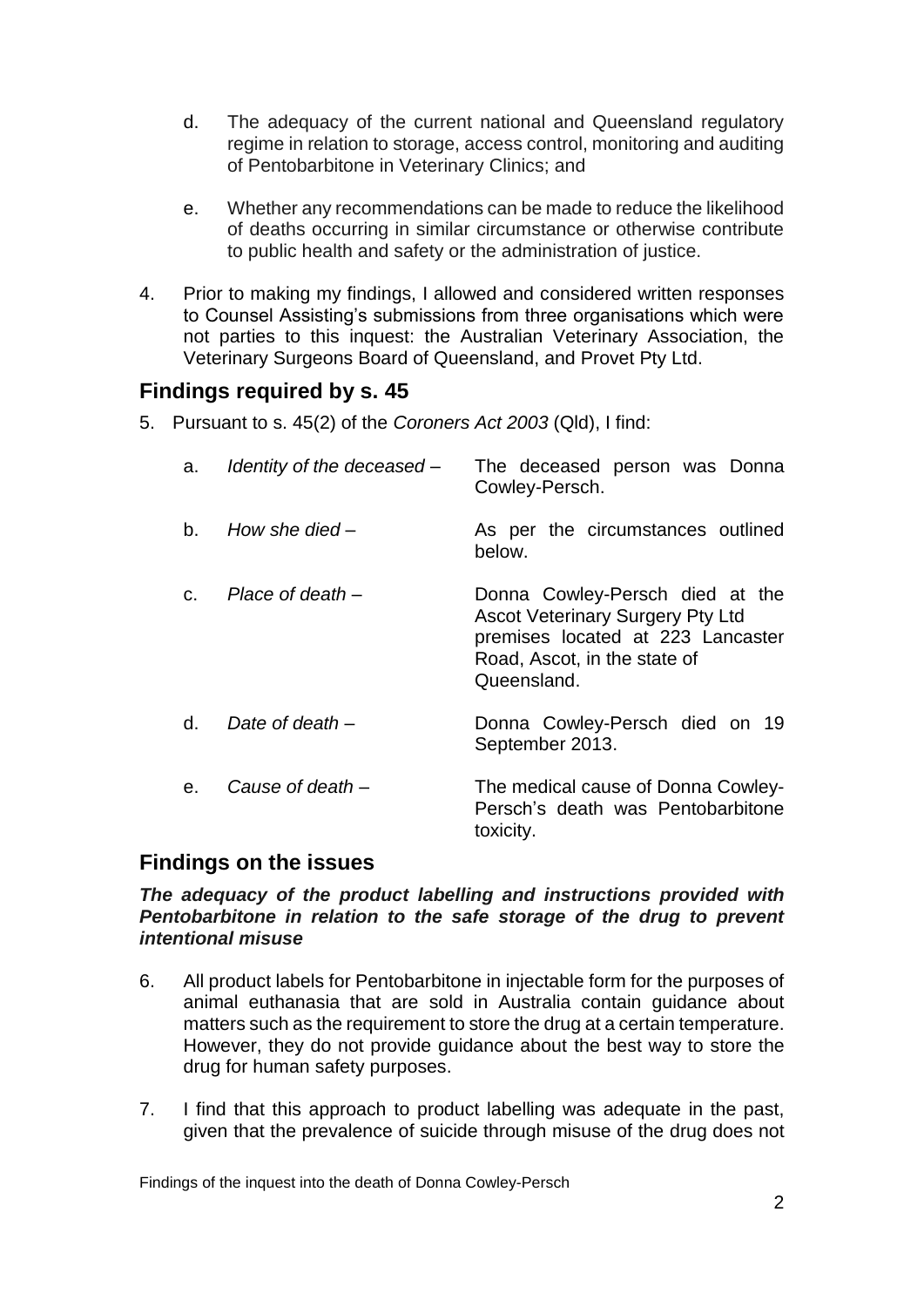d. The adequacy of the current national and Queensland regulatory regime in relation to storage, access control, monitoring and auditing of Pentobarbitone in Veterinary Clinics; and

e. Whether any recommendations can be made to reduce the likelihood of deaths occurring in similar circumstance or otherwise contribute to public health and safety or the administration of justice.

4. Prior to making my findings, I allowed and considered written responses to Counsel Assisting's submissions from three organisations which were not parties to this inquest: the Australian Veterinary Association, the Veterinary Surgeons Board of Queensland, and Provet Pty Ltd.

## Findings required by s. 45

5. Pursuant to s. 45(2) of the *Coroners Act 2003* (Qld), I find:

| | | |
|---|---|---|
| a. | *Identity of the deceased* – | The deceased person was Donna Cowley-Persch. |
| b. | *How she died* – | As per the circumstances outlined below. |
| c. | *Place of death* – | Donna Cowley-Persch died at the Ascot Veterinary Surgery Pty Ltd premises located at 223 Lancaster Road, Ascot, in the state of Queensland. |
| d. | *Date of death* – | Donna Cowley-Persch died on 19 September 2013. |
| e. | *Cause of death* – | The medical cause of Donna Cowley-Persch's death was Pentobarbitone toxicity. |

## Findings on the issues

***The adequacy of the product labelling and instructions provided with Pentobarbitone in relation to the safe storage of the drug to prevent intentional misuse***

6. All product labels for Pentobarbitone in injectable form for the purposes of animal euthanasia that are sold in Australia contain guidance about matters such as the requirement to store the drug at a certain temperature. However, they do not provide guidance about the best way to store the drug for human safety purposes.

7. I find that this approach to product labelling was adequate in the past, given that the prevalence of suicide through misuse of the drug does not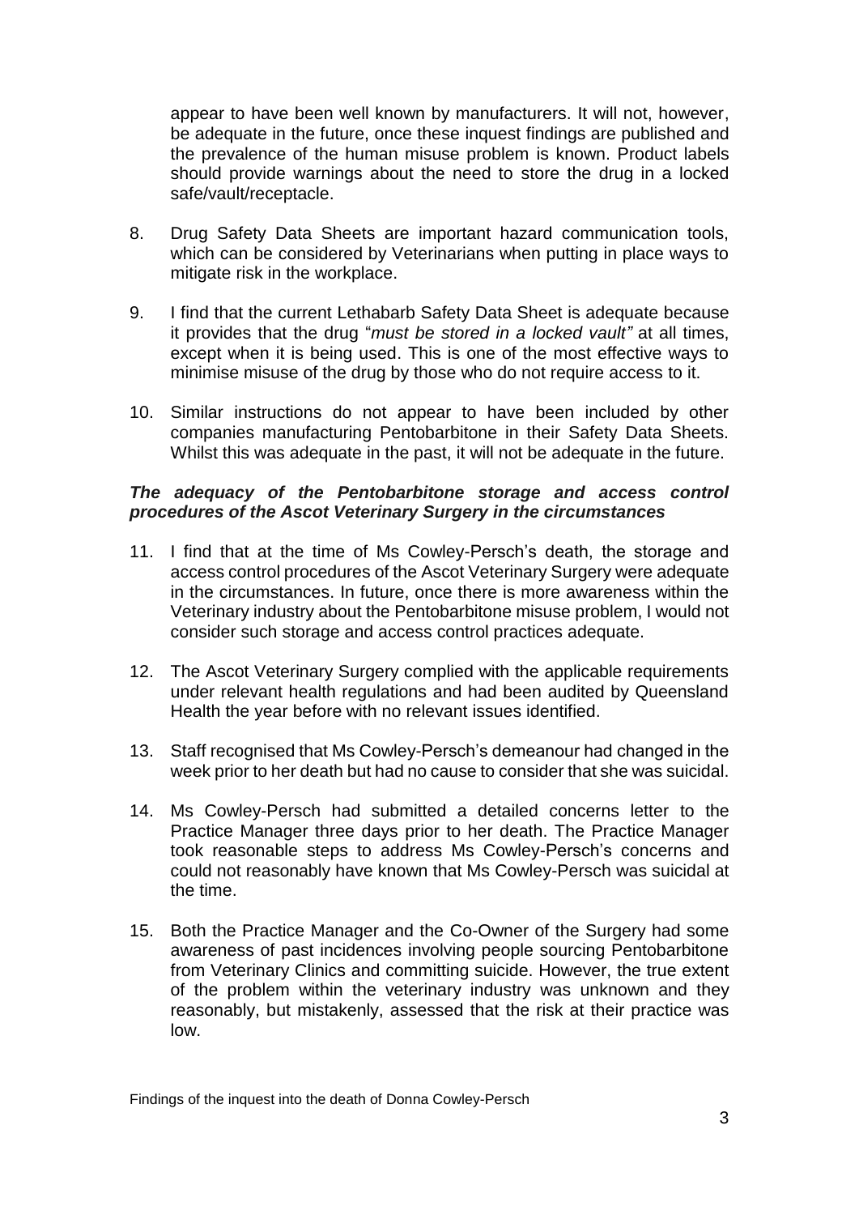appear to have been well known by manufacturers. It will not, however, be adequate in the future, once these inquest findings are published and the prevalence of the human misuse problem is known. Product labels should provide warnings about the need to store the drug in a locked safe/vault/receptacle.

8. Drug Safety Data Sheets are important hazard communication tools, which can be considered by Veterinarians when putting in place ways to mitigate risk in the workplace.

9. I find that the current Lethabarb Safety Data Sheet is adequate because it provides that the drug "*must be stored in a locked vault"* at all times, except when it is being used. This is one of the most effective ways to minimise misuse of the drug by those who do not require access to it.

10. Similar instructions do not appear to have been included by other companies manufacturing Pentobarbitone in their Safety Data Sheets. Whilst this was adequate in the past, it will not be adequate in the future.

***The adequacy of the Pentobarbitone storage and access control procedures of the Ascot Veterinary Surgery in the circumstances***

11. I find that at the time of Ms Cowley-Persch's death, the storage and access control procedures of the Ascot Veterinary Surgery were adequate in the circumstances. In future, once there is more awareness within the Veterinary industry about the Pentobarbitone misuse problem, I would not consider such storage and access control practices adequate.

12. The Ascot Veterinary Surgery complied with the applicable requirements under relevant health regulations and had been audited by Queensland Health the year before with no relevant issues identified.

13. Staff recognised that Ms Cowley-Persch's demeanour had changed in the week prior to her death but had no cause to consider that she was suicidal.

14. Ms Cowley-Persch had submitted a detailed concerns letter to the Practice Manager three days prior to her death. The Practice Manager took reasonable steps to address Ms Cowley-Persch's concerns and could not reasonably have known that Ms Cowley-Persch was suicidal at the time.

15. Both the Practice Manager and the Co-Owner of the Surgery had some awareness of past incidences involving people sourcing Pentobarbitone from Veterinary Clinics and committing suicide. However, the true extent of the problem within the veterinary industry was unknown and they reasonably, but mistakenly, assessed that the risk at their practice was low.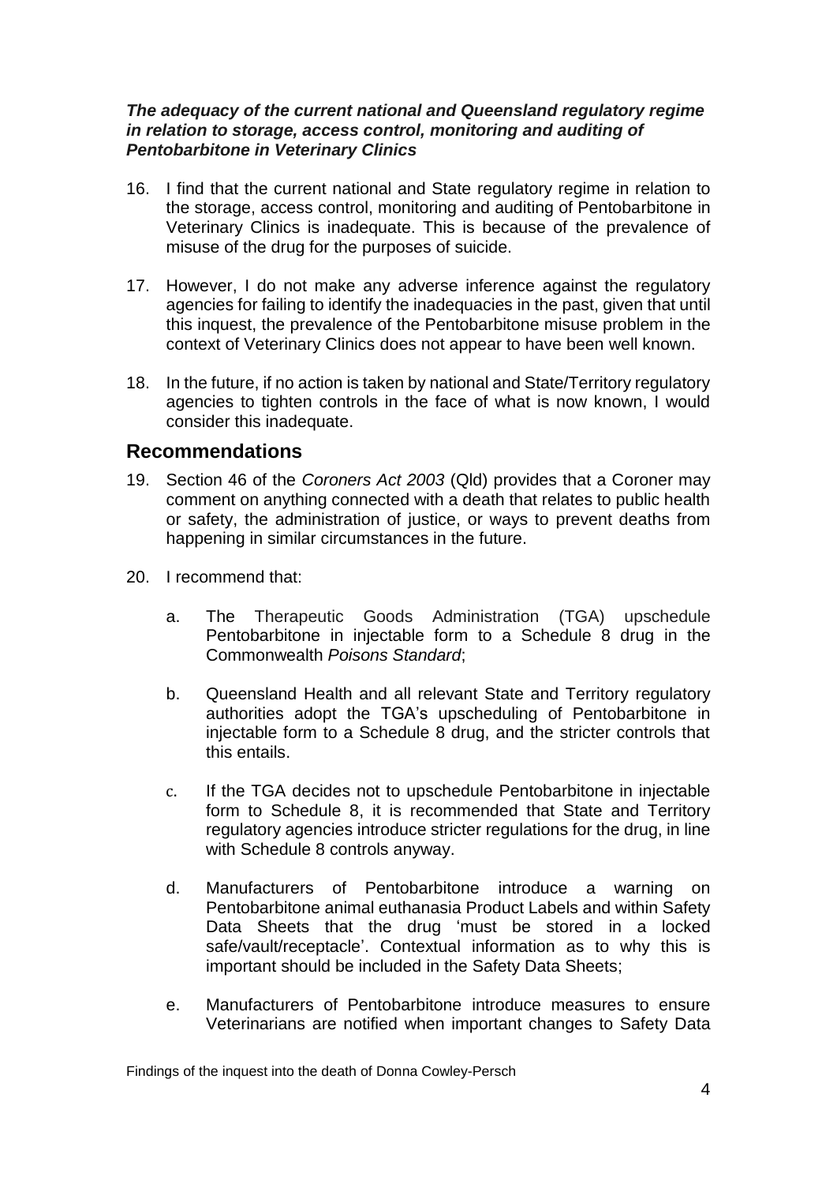***The adequacy of the current national and Queensland regulatory regime in relation to storage, access control, monitoring and auditing of Pentobarbitone in Veterinary Clinics***

16. I find that the current national and State regulatory regime in relation to the storage, access control, monitoring and auditing of Pentobarbitone in Veterinary Clinics is inadequate. This is because of the prevalence of misuse of the drug for the purposes of suicide.

17. However, I do not make any adverse inference against the regulatory agencies for failing to identify the inadequacies in the past, given that until this inquest, the prevalence of the Pentobarbitone misuse problem in the context of Veterinary Clinics does not appear to have been well known.

18. In the future, if no action is taken by national and State/Territory regulatory agencies to tighten controls in the face of what is now known, I would consider this inadequate.

## Recommendations

19. Section 46 of the *Coroners Act 2003* (Qld) provides that a Coroner may comment on anything connected with a death that relates to public health or safety, the administration of justice, or ways to prevent deaths from happening in similar circumstances in the future.

20. I recommend that:

    a. The Therapeutic Goods Administration (TGA) upschedule Pentobarbitone in injectable form to a Schedule 8 drug in the Commonwealth *Poisons Standard*;

    b. Queensland Health and all relevant State and Territory regulatory authorities adopt the TGA's upscheduling of Pentobarbitone in injectable form to a Schedule 8 drug, and the stricter controls that this entails.

    c. If the TGA decides not to upschedule Pentobarbitone in injectable form to Schedule 8, it is recommended that State and Territory regulatory agencies introduce stricter regulations for the drug, in line with Schedule 8 controls anyway.

    d. Manufacturers of Pentobarbitone introduce a warning on Pentobarbitone animal euthanasia Product Labels and within Safety Data Sheets that the drug 'must be stored in a locked safe/vault/receptacle'. Contextual information as to why this is important should be included in the Safety Data Sheets;

    e. Manufacturers of Pentobarbitone introduce measures to ensure Veterinarians are notified when important changes to Safety Data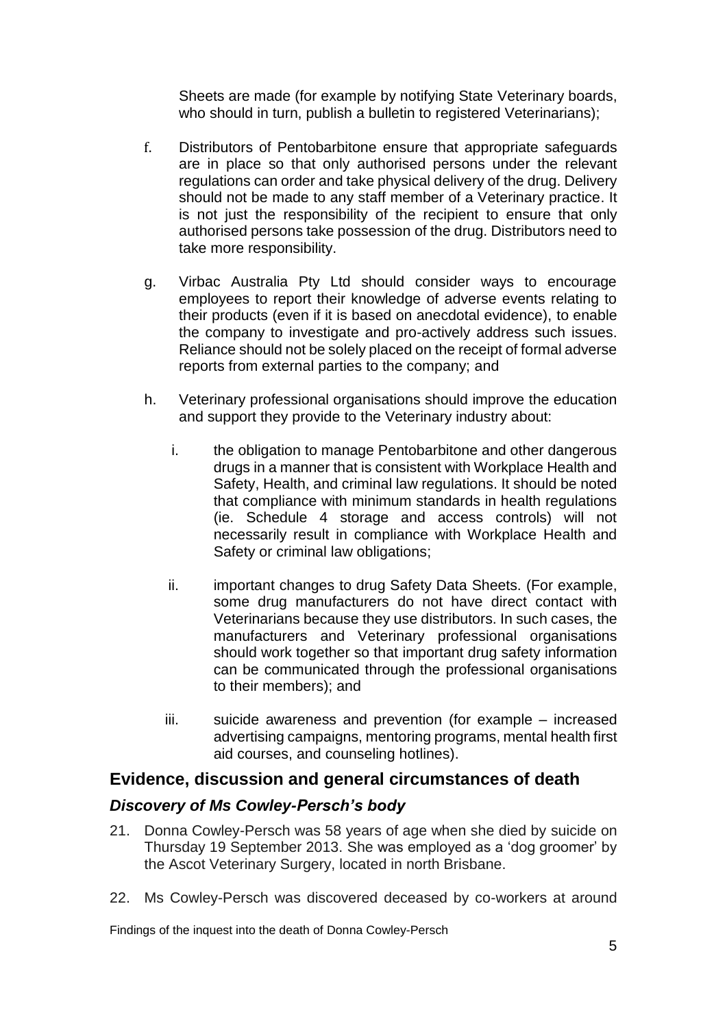Sheets are made (for example by notifying State Veterinary boards, who should in turn, publish a bulletin to registered Veterinarians);

f. Distributors of Pentobarbitone ensure that appropriate safeguards are in place so that only authorised persons under the relevant regulations can order and take physical delivery of the drug. Delivery should not be made to any staff member of a Veterinary practice. It is not just the responsibility of the recipient to ensure that only authorised persons take possession of the drug. Distributors need to take more responsibility.

g. Virbac Australia Pty Ltd should consider ways to encourage employees to report their knowledge of adverse events relating to their products (even if it is based on anecdotal evidence), to enable the company to investigate and pro-actively address such issues. Reliance should not be solely placed on the receipt of formal adverse reports from external parties to the company; and

h. Veterinary professional organisations should improve the education and support they provide to the Veterinary industry about:

   i. the obligation to manage Pentobarbitone and other dangerous drugs in a manner that is consistent with Workplace Health and Safety, Health, and criminal law regulations. It should be noted that compliance with minimum standards in health regulations (ie. Schedule 4 storage and access controls) will not necessarily result in compliance with Workplace Health and Safety or criminal law obligations;

   ii. important changes to drug Safety Data Sheets. (For example, some drug manufacturers do not have direct contact with Veterinarians because they use distributors. In such cases, the manufacturers and Veterinary professional organisations should work together so that important drug safety information can be communicated through the professional organisations to their members); and

   iii. suicide awareness and prevention (for example – increased advertising campaigns, mentoring programs, mental health first aid courses, and counseling hotlines).

## Evidence, discussion and general circumstances of death

### *Discovery of Ms Cowley-Persch's body*

21. Donna Cowley-Persch was 58 years of age when she died by suicide on Thursday 19 September 2013. She was employed as a 'dog groomer' by the Ascot Veterinary Surgery, located in north Brisbane.

22. Ms Cowley-Persch was discovered deceased by co-workers at around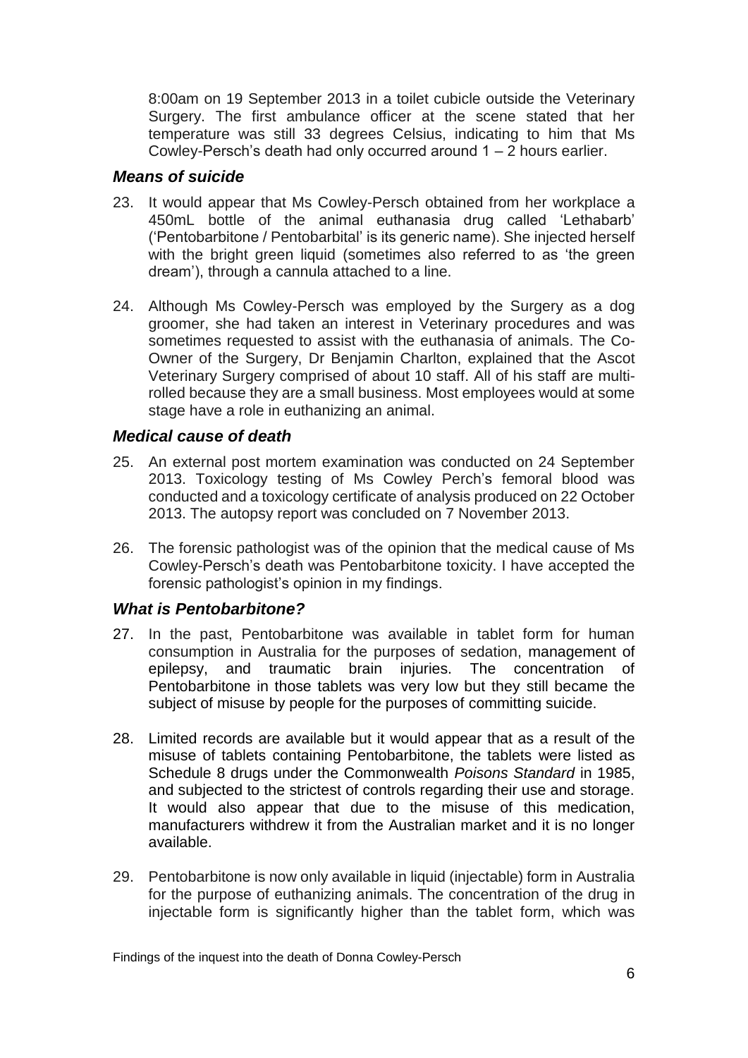8:00am on 19 September 2013 in a toilet cubicle outside the Veterinary Surgery. The first ambulance officer at the scene stated that her temperature was still 33 degrees Celsius, indicating to him that Ms Cowley-Persch's death had only occurred around 1 – 2 hours earlier.

### *Means of suicide*

23. It would appear that Ms Cowley-Persch obtained from her workplace a 450mL bottle of the animal euthanasia drug called 'Lethabarb' ('Pentobarbitone / Pentobarbital' is its generic name). She injected herself with the bright green liquid (sometimes also referred to as 'the green dream'), through a cannula attached to a line.

24. Although Ms Cowley-Persch was employed by the Surgery as a dog groomer, she had taken an interest in Veterinary procedures and was sometimes requested to assist with the euthanasia of animals. The Co-Owner of the Surgery, Dr Benjamin Charlton, explained that the Ascot Veterinary Surgery comprised of about 10 staff. All of his staff are multi-rolled because they are a small business. Most employees would at some stage have a role in euthanizing an animal.

### *Medical cause of death*

25. An external post mortem examination was conducted on 24 September 2013. Toxicology testing of Ms Cowley Perch's femoral blood was conducted and a toxicology certificate of analysis produced on 22 October 2013. The autopsy report was concluded on 7 November 2013.

26. The forensic pathologist was of the opinion that the medical cause of Ms Cowley-Persch's death was Pentobarbitone toxicity. I have accepted the forensic pathologist's opinion in my findings.

### *What is Pentobarbitone?*

27. In the past, Pentobarbitone was available in tablet form for human consumption in Australia for the purposes of sedation, management of epilepsy, and traumatic brain injuries. The concentration of Pentobarbitone in those tablets was very low but they still became the subject of misuse by people for the purposes of committing suicide.

28. Limited records are available but it would appear that as a result of the misuse of tablets containing Pentobarbitone, the tablets were listed as Schedule 8 drugs under the Commonwealth *Poisons Standard* in 1985, and subjected to the strictest of controls regarding their use and storage. It would also appear that due to the misuse of this medication, manufacturers withdrew it from the Australian market and it is no longer available.

29. Pentobarbitone is now only available in liquid (injectable) form in Australia for the purpose of euthanizing animals. The concentration of the drug in injectable form is significantly higher than the tablet form, which was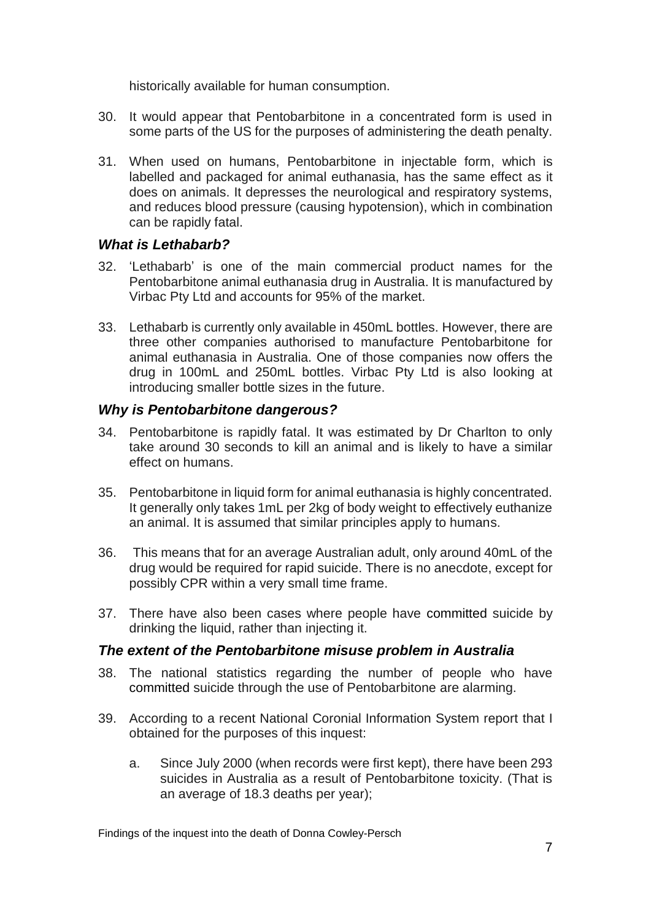historically available for human consumption.

30. It would appear that Pentobarbitone in a concentrated form is used in some parts of the US for the purposes of administering the death penalty.

31. When used on humans, Pentobarbitone in injectable form, which is labelled and packaged for animal euthanasia, has the same effect as it does on animals. It depresses the neurological and respiratory systems, and reduces blood pressure (causing hypotension), which in combination can be rapidly fatal.

### *What is Lethabarb?*

32. 'Lethabarb' is one of the main commercial product names for the Pentobarbitone animal euthanasia drug in Australia. It is manufactured by Virbac Pty Ltd and accounts for 95% of the market.

33. Lethabarb is currently only available in 450mL bottles. However, there are three other companies authorised to manufacture Pentobarbitone for animal euthanasia in Australia. One of those companies now offers the drug in 100mL and 250mL bottles. Virbac Pty Ltd is also looking at introducing smaller bottle sizes in the future.

### *Why is Pentobarbitone dangerous?*

34. Pentobarbitone is rapidly fatal. It was estimated by Dr Charlton to only take around 30 seconds to kill an animal and is likely to have a similar effect on humans.

35. Pentobarbitone in liquid form for animal euthanasia is highly concentrated. It generally only takes 1mL per 2kg of body weight to effectively euthanize an animal. It is assumed that similar principles apply to humans.

36. This means that for an average Australian adult, only around 40mL of the drug would be required for rapid suicide. There is no anecdote, except for possibly CPR within a very small time frame.

37. There have also been cases where people have committed suicide by drinking the liquid, rather than injecting it.

### *The extent of the Pentobarbitone misuse problem in Australia*

38. The national statistics regarding the number of people who have committed suicide through the use of Pentobarbitone are alarming.

39. According to a recent National Coronial Information System report that I obtained for the purposes of this inquest:

    a. Since July 2000 (when records were first kept), there have been 293 suicides in Australia as a result of Pentobarbitone toxicity. (That is an average of 18.3 deaths per year);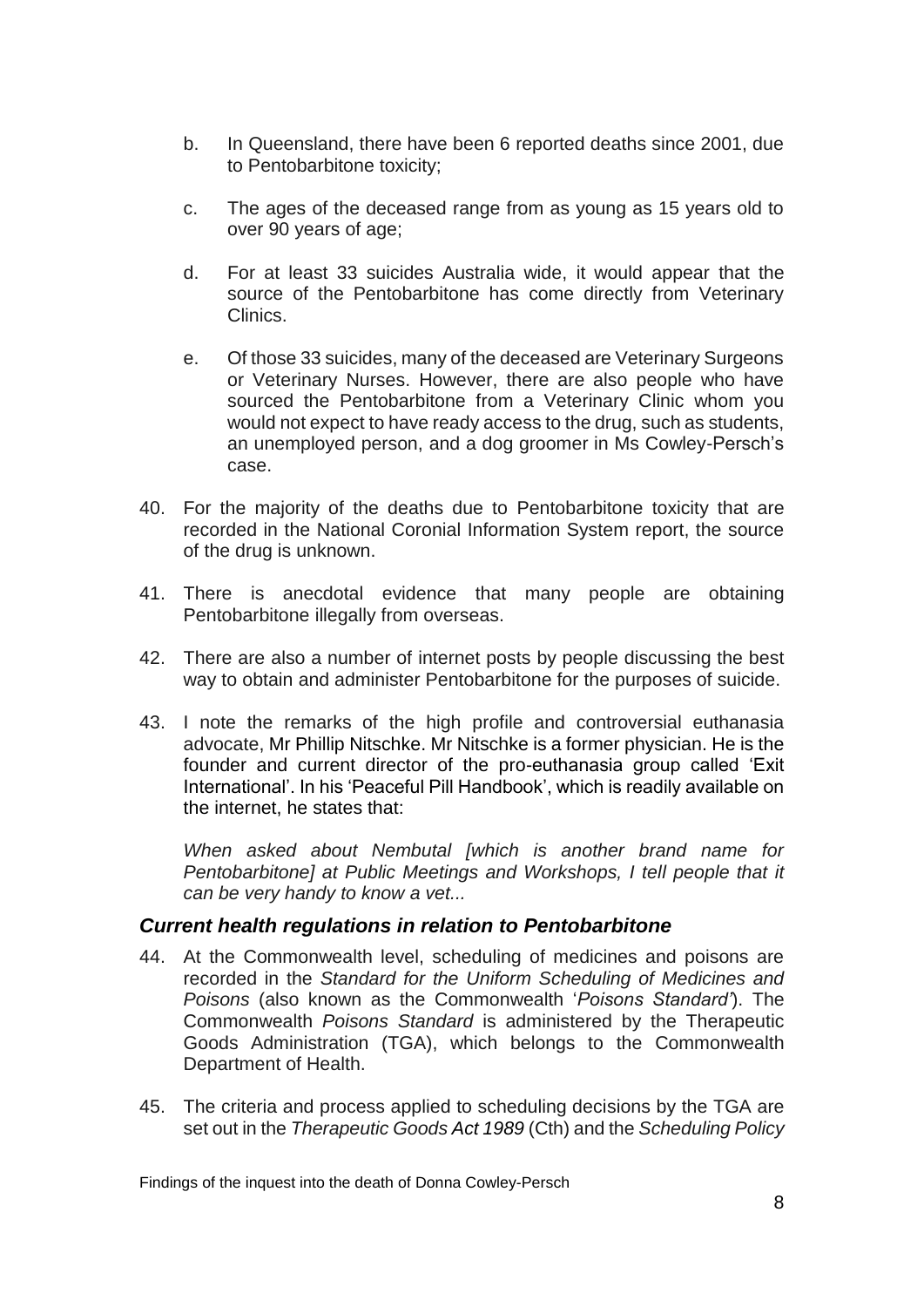b. In Queensland, there have been 6 reported deaths since 2001, due to Pentobarbitone toxicity;

c. The ages of the deceased range from as young as 15 years old to over 90 years of age;

d. For at least 33 suicides Australia wide, it would appear that the source of the Pentobarbitone has come directly from Veterinary Clinics.

e. Of those 33 suicides, many of the deceased are Veterinary Surgeons or Veterinary Nurses. However, there are also people who have sourced the Pentobarbitone from a Veterinary Clinic whom you would not expect to have ready access to the drug, such as students, an unemployed person, and a dog groomer in Ms Cowley-Persch's case.

40. For the majority of the deaths due to Pentobarbitone toxicity that are recorded in the National Coronial Information System report, the source of the drug is unknown.

41. There is anecdotal evidence that many people are obtaining Pentobarbitone illegally from overseas.

42. There are also a number of internet posts by people discussing the best way to obtain and administer Pentobarbitone for the purposes of suicide.

43. I note the remarks of the high profile and controversial euthanasia advocate, Mr Phillip Nitschke. Mr Nitschke is a former physician. He is the founder and current director of the pro-euthanasia group called 'Exit International'. In his 'Peaceful Pill Handbook', which is readily available on the internet, he states that:

    *When asked about Nembutal [which is another brand name for Pentobarbitone] at Public Meetings and Workshops, I tell people that it can be very handy to know a vet...*

### *Current health regulations in relation to Pentobarbitone*

44. At the Commonwealth level, scheduling of medicines and poisons are recorded in the *Standard for the Uniform Scheduling of Medicines and Poisons* (also known as the Commonwealth '*Poisons Standard*'). The Commonwealth *Poisons Standard* is administered by the Therapeutic Goods Administration (TGA), which belongs to the Commonwealth Department of Health.

45. The criteria and process applied to scheduling decisions by the TGA are set out in the *Therapeutic Goods Act 1989* (Cth) and the *Scheduling Policy*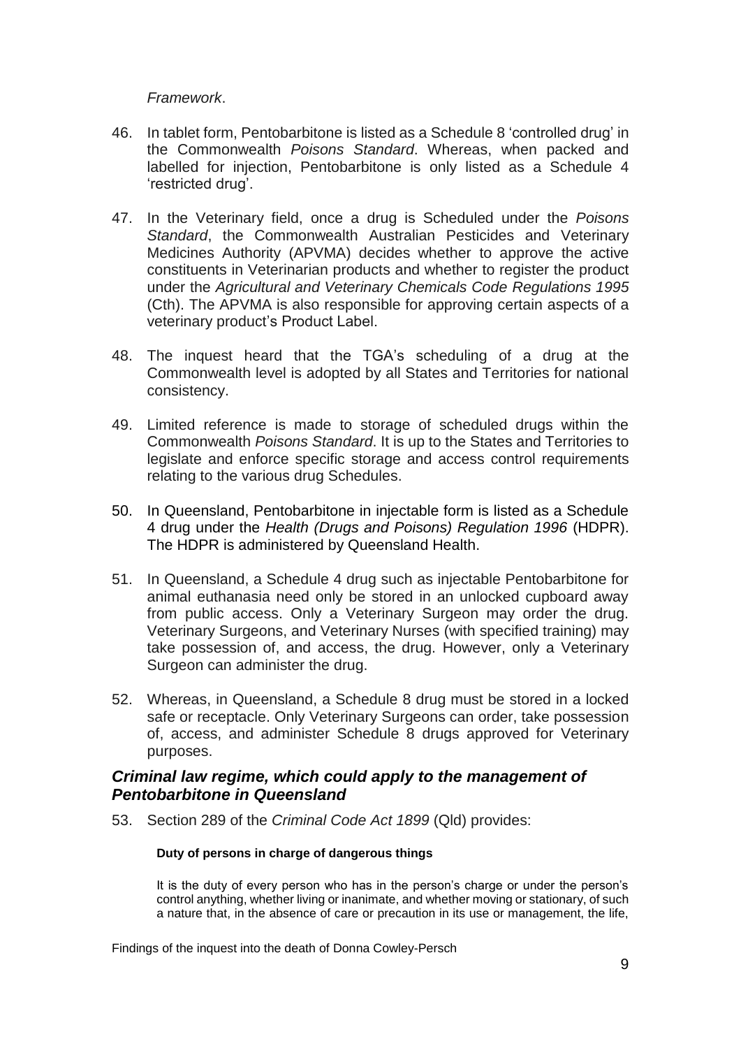*Framework*.

46. In tablet form, Pentobarbitone is listed as a Schedule 8 'controlled drug' in the Commonwealth *Poisons Standard*. Whereas, when packed and labelled for injection, Pentobarbitone is only listed as a Schedule 4 'restricted drug'.

47. In the Veterinary field, once a drug is Scheduled under the *Poisons Standard*, the Commonwealth Australian Pesticides and Veterinary Medicines Authority (APVMA) decides whether to approve the active constituents in Veterinarian products and whether to register the product under the *Agricultural and Veterinary Chemicals Code Regulations 1995* (Cth). The APVMA is also responsible for approving certain aspects of a veterinary product's Product Label.

48. The inquest heard that the TGA's scheduling of a drug at the Commonwealth level is adopted by all States and Territories for national consistency.

49. Limited reference is made to storage of scheduled drugs within the Commonwealth *Poisons Standard*. It is up to the States and Territories to legislate and enforce specific storage and access control requirements relating to the various drug Schedules.

50. In Queensland, Pentobarbitone in injectable form is listed as a Schedule 4 drug under the *Health (Drugs and Poisons) Regulation 1996* (HDPR). The HDPR is administered by Queensland Health.

51. In Queensland, a Schedule 4 drug such as injectable Pentobarbitone for animal euthanasia need only be stored in an unlocked cupboard away from public access. Only a Veterinary Surgeon may order the drug. Veterinary Surgeons, and Veterinary Nurses (with specified training) may take possession of, and access, the drug. However, only a Veterinary Surgeon can administer the drug.

52. Whereas, in Queensland, a Schedule 8 drug must be stored in a locked safe or receptacle. Only Veterinary Surgeons can order, take possession of, access, and administer Schedule 8 drugs approved for Veterinary purposes.

### *Criminal law regime, which could apply to the management of Pentobarbitone in Queensland*

53. Section 289 of the *Criminal Code Act 1899* (Qld) provides:

    **Duty of persons in charge of dangerous things**

    It is the duty of every person who has in the person's charge or under the person's control anything, whether living or inanimate, and whether moving or stationary, of such a nature that, in the absence of care or precaution in its use or management, the life,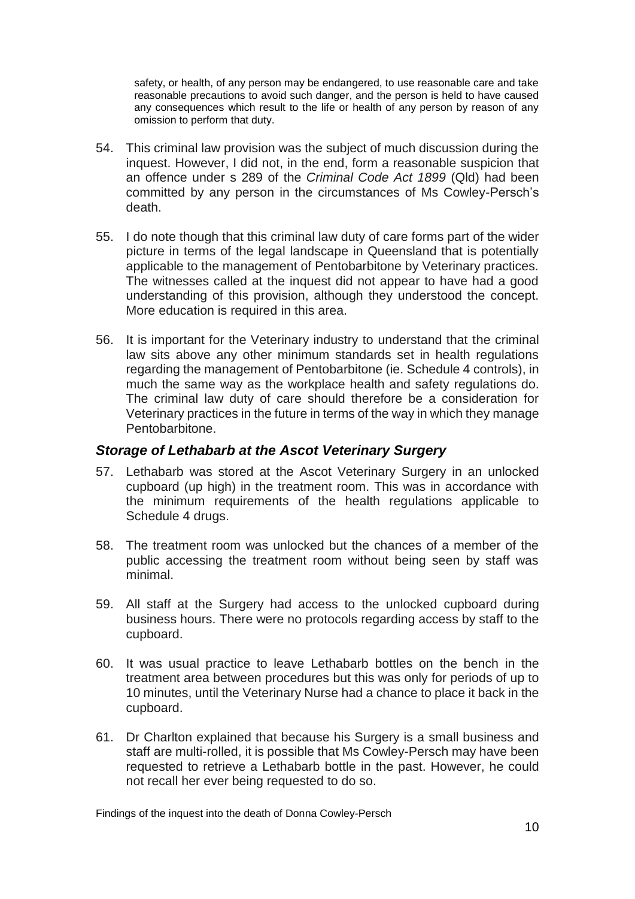safety, or health, of any person may be endangered, to use reasonable care and take reasonable precautions to avoid such danger, and the person is held to have caused any consequences which result to the life or health of any person by reason of any omission to perform that duty.

54. This criminal law provision was the subject of much discussion during the inquest. However, I did not, in the end, form a reasonable suspicion that an offence under s 289 of the *Criminal Code Act 1899* (Qld) had been committed by any person in the circumstances of Ms Cowley-Persch's death.

55. I do note though that this criminal law duty of care forms part of the wider picture in terms of the legal landscape in Queensland that is potentially applicable to the management of Pentobarbitone by Veterinary practices. The witnesses called at the inquest did not appear to have had a good understanding of this provision, although they understood the concept. More education is required in this area.

56. It is important for the Veterinary industry to understand that the criminal law sits above any other minimum standards set in health regulations regarding the management of Pentobarbitone (ie. Schedule 4 controls), in much the same way as the workplace health and safety regulations do. The criminal law duty of care should therefore be a consideration for Veterinary practices in the future in terms of the way in which they manage Pentobarbitone.

### *Storage of Lethabarb at the Ascot Veterinary Surgery*

57. Lethabarb was stored at the Ascot Veterinary Surgery in an unlocked cupboard (up high) in the treatment room. This was in accordance with the minimum requirements of the health regulations applicable to Schedule 4 drugs.

58. The treatment room was unlocked but the chances of a member of the public accessing the treatment room without being seen by staff was minimal.

59. All staff at the Surgery had access to the unlocked cupboard during business hours. There were no protocols regarding access by staff to the cupboard.

60. It was usual practice to leave Lethabarb bottles on the bench in the treatment area between procedures but this was only for periods of up to 10 minutes, until the Veterinary Nurse had a chance to place it back in the cupboard.

61. Dr Charlton explained that because his Surgery is a small business and staff are multi-rolled, it is possible that Ms Cowley-Persch may have been requested to retrieve a Lethabarb bottle in the past. However, he could not recall her ever being requested to do so.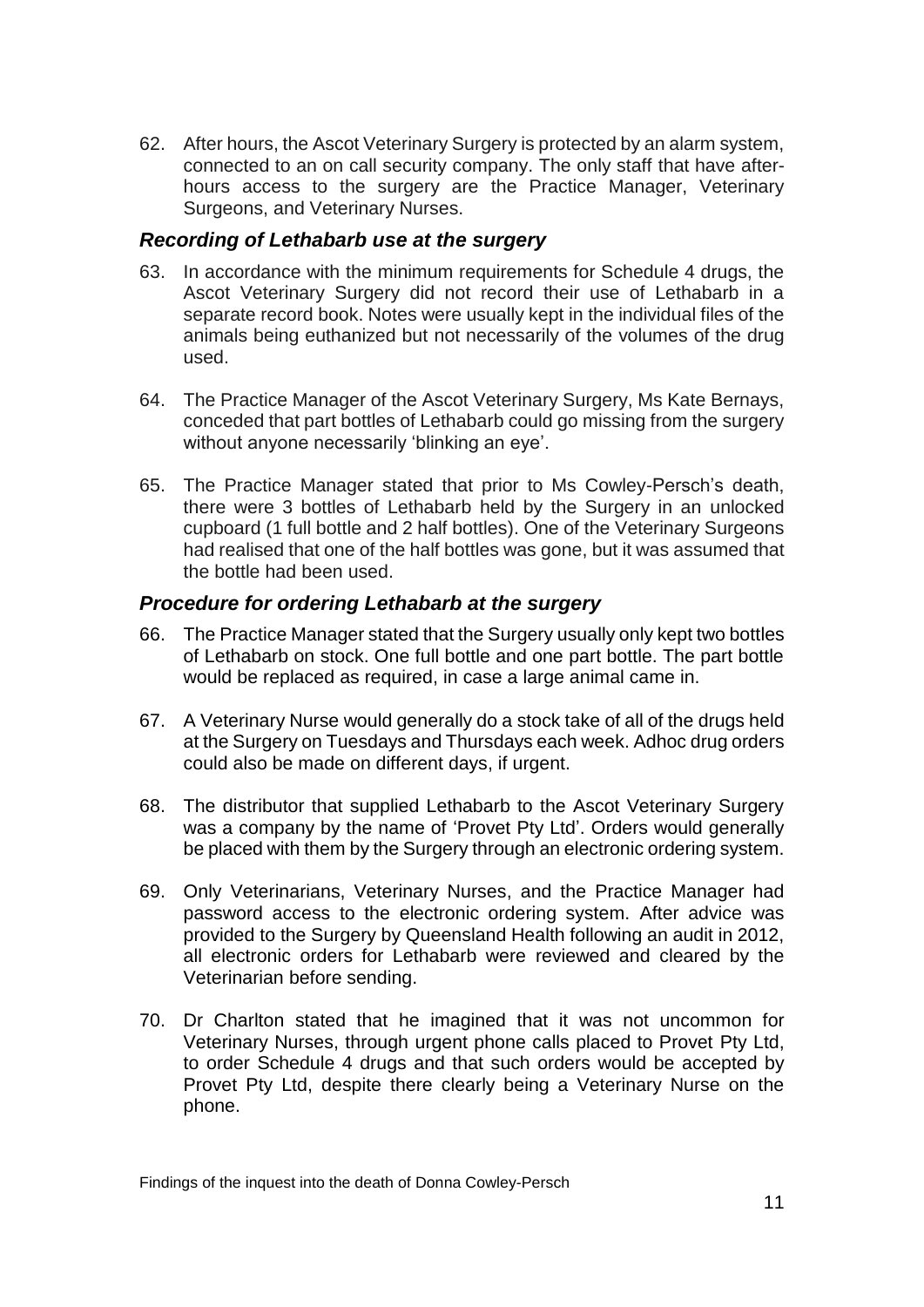62. After hours, the Ascot Veterinary Surgery is protected by an alarm system, connected to an on call security company. The only staff that have after-hours access to the surgery are the Practice Manager, Veterinary Surgeons, and Veterinary Nurses.

### *Recording of Lethabarb use at the surgery*

63. In accordance with the minimum requirements for Schedule 4 drugs, the Ascot Veterinary Surgery did not record their use of Lethabarb in a separate record book. Notes were usually kept in the individual files of the animals being euthanized but not necessarily of the volumes of the drug used.

64. The Practice Manager of the Ascot Veterinary Surgery, Ms Kate Bernays, conceded that part bottles of Lethabarb could go missing from the surgery without anyone necessarily 'blinking an eye'.

65. The Practice Manager stated that prior to Ms Cowley-Persch's death, there were 3 bottles of Lethabarb held by the Surgery in an unlocked cupboard (1 full bottle and 2 half bottles). One of the Veterinary Surgeons had realised that one of the half bottles was gone, but it was assumed that the bottle had been used.

### *Procedure for ordering Lethabarb at the surgery*

66. The Practice Manager stated that the Surgery usually only kept two bottles of Lethabarb on stock. One full bottle and one part bottle. The part bottle would be replaced as required, in case a large animal came in.

67. A Veterinary Nurse would generally do a stock take of all of the drugs held at the Surgery on Tuesdays and Thursdays each week. Adhoc drug orders could also be made on different days, if urgent.

68. The distributor that supplied Lethabarb to the Ascot Veterinary Surgery was a company by the name of 'Provet Pty Ltd'. Orders would generally be placed with them by the Surgery through an electronic ordering system.

69. Only Veterinarians, Veterinary Nurses, and the Practice Manager had password access to the electronic ordering system. After advice was provided to the Surgery by Queensland Health following an audit in 2012, all electronic orders for Lethabarb were reviewed and cleared by the Veterinarian before sending.

70. Dr Charlton stated that he imagined that it was not uncommon for Veterinary Nurses, through urgent phone calls placed to Provet Pty Ltd, to order Schedule 4 drugs and that such orders would be accepted by Provet Pty Ltd, despite there clearly being a Veterinary Nurse on the phone.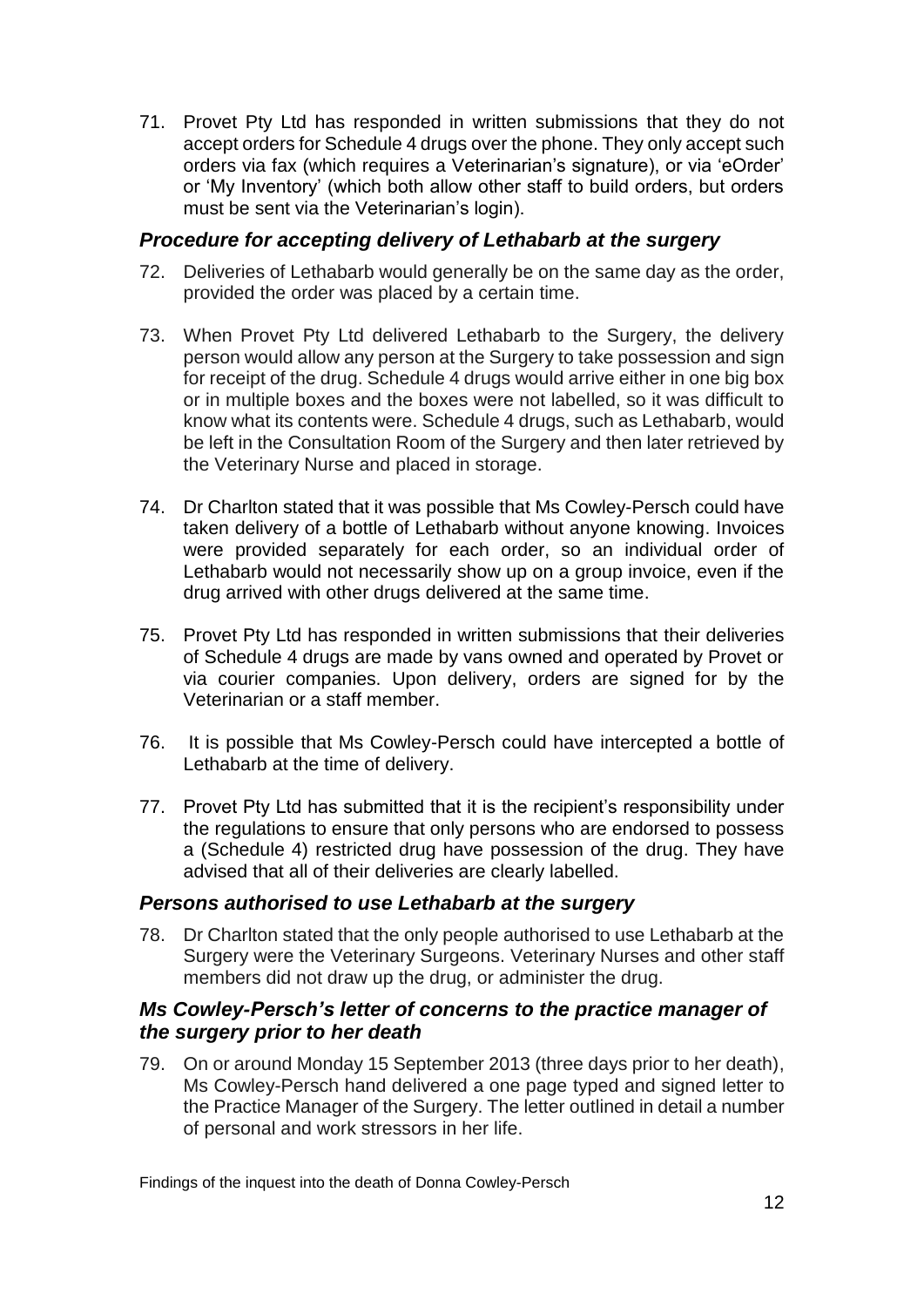71. Provet Pty Ltd has responded in written submissions that they do not accept orders for Schedule 4 drugs over the phone. They only accept such orders via fax (which requires a Veterinarian's signature), or via 'eOrder' or 'My Inventory' (which both allow other staff to build orders, but orders must be sent via the Veterinarian's login).

### *Procedure for accepting delivery of Lethabarb at the surgery*

72. Deliveries of Lethabarb would generally be on the same day as the order, provided the order was placed by a certain time.

73. When Provet Pty Ltd delivered Lethabarb to the Surgery, the delivery person would allow any person at the Surgery to take possession and sign for receipt of the drug. Schedule 4 drugs would arrive either in one big box or in multiple boxes and the boxes were not labelled, so it was difficult to know what its contents were. Schedule 4 drugs, such as Lethabarb, would be left in the Consultation Room of the Surgery and then later retrieved by the Veterinary Nurse and placed in storage.

74. Dr Charlton stated that it was possible that Ms Cowley-Persch could have taken delivery of a bottle of Lethabarb without anyone knowing. Invoices were provided separately for each order, so an individual order of Lethabarb would not necessarily show up on a group invoice, even if the drug arrived with other drugs delivered at the same time.

75. Provet Pty Ltd has responded in written submissions that their deliveries of Schedule 4 drugs are made by vans owned and operated by Provet or via courier companies. Upon delivery, orders are signed for by the Veterinarian or a staff member.

76. It is possible that Ms Cowley-Persch could have intercepted a bottle of Lethabarb at the time of delivery.

77. Provet Pty Ltd has submitted that it is the recipient's responsibility under the regulations to ensure that only persons who are endorsed to possess a (Schedule 4) restricted drug have possession of the drug. They have advised that all of their deliveries are clearly labelled.

### *Persons authorised to use Lethabarb at the surgery*

78. Dr Charlton stated that the only people authorised to use Lethabarb at the Surgery were the Veterinary Surgeons. Veterinary Nurses and other staff members did not draw up the drug, or administer the drug.

### *Ms Cowley-Persch's letter of concerns to the practice manager of the surgery prior to her death*

79. On or around Monday 15 September 2013 (three days prior to her death), Ms Cowley-Persch hand delivered a one page typed and signed letter to the Practice Manager of the Surgery. The letter outlined in detail a number of personal and work stressors in her life.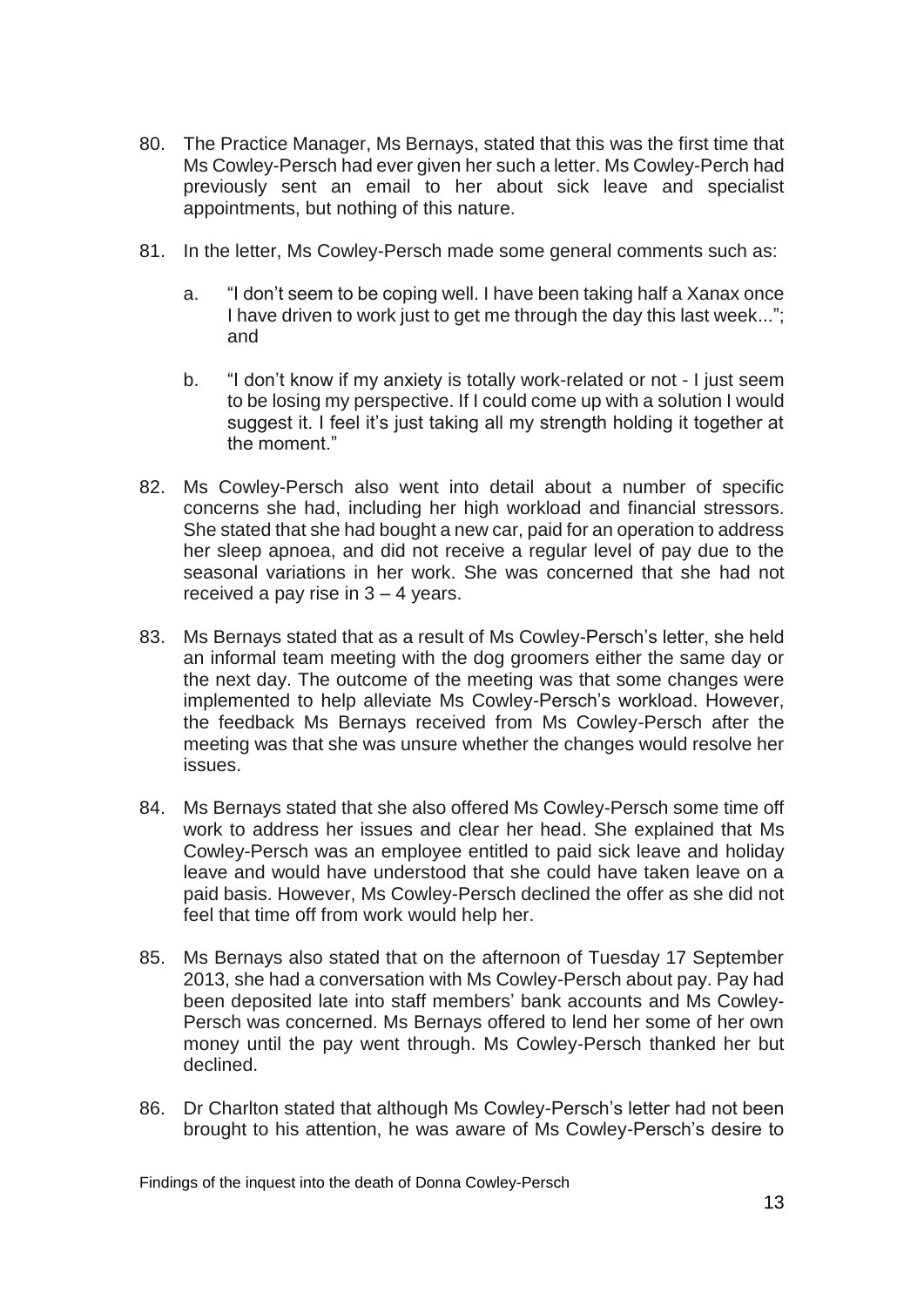80. The Practice Manager, Ms Bernays, stated that this was the first time that Ms Cowley-Persch had ever given her such a letter. Ms Cowley-Perch had previously sent an email to her about sick leave and specialist appointments, but nothing of this nature.

81. In the letter, Ms Cowley-Persch made some general comments such as:

    a. "I don't seem to be coping well. I have been taking half a Xanax once I have driven to work just to get me through the day this last week..."; and

    b. "I don't know if my anxiety is totally work-related or not - I just seem to be losing my perspective. If I could come up with a solution I would suggest it. I feel it's just taking all my strength holding it together at the moment."

82. Ms Cowley-Persch also went into detail about a number of specific concerns she had, including her high workload and financial stressors. She stated that she had bought a new car, paid for an operation to address her sleep apnoea, and did not receive a regular level of pay due to the seasonal variations in her work. She was concerned that she had not received a pay rise in 3 – 4 years.

83. Ms Bernays stated that as a result of Ms Cowley-Persch's letter, she held an informal team meeting with the dog groomers either the same day or the next day. The outcome of the meeting was that some changes were implemented to help alleviate Ms Cowley-Persch's workload. However, the feedback Ms Bernays received from Ms Cowley-Persch after the meeting was that she was unsure whether the changes would resolve her issues.

84. Ms Bernays stated that she also offered Ms Cowley-Persch some time off work to address her issues and clear her head. She explained that Ms Cowley-Persch was an employee entitled to paid sick leave and holiday leave and would have understood that she could have taken leave on a paid basis. However, Ms Cowley-Persch declined the offer as she did not feel that time off from work would help her.

85. Ms Bernays also stated that on the afternoon of Tuesday 17 September 2013, she had a conversation with Ms Cowley-Persch about pay. Pay had been deposited late into staff members' bank accounts and Ms Cowley-Persch was concerned. Ms Bernays offered to lend her some of her own money until the pay went through. Ms Cowley-Persch thanked her but declined.

86. Dr Charlton stated that although Ms Cowley-Persch's letter had not been brought to his attention, he was aware of Ms Cowley-Persch's desire to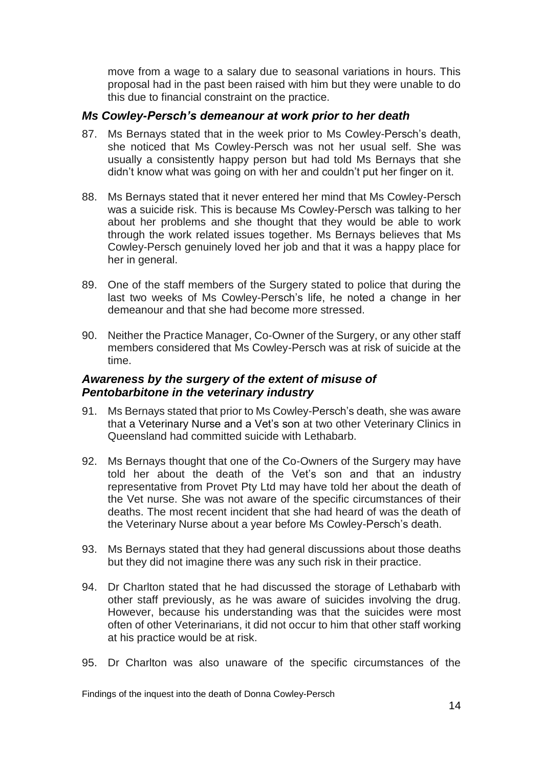move from a wage to a salary due to seasonal variations in hours. This proposal had in the past been raised with him but they were unable to do this due to financial constraint on the practice.

### *Ms Cowley-Persch's demeanour at work prior to her death*

87. Ms Bernays stated that in the week prior to Ms Cowley-Persch's death, she noticed that Ms Cowley-Persch was not her usual self. She was usually a consistently happy person but had told Ms Bernays that she didn't know what was going on with her and couldn't put her finger on it.

88. Ms Bernays stated that it never entered her mind that Ms Cowley-Persch was a suicide risk. This is because Ms Cowley-Persch was talking to her about her problems and she thought that they would be able to work through the work related issues together. Ms Bernays believes that Ms Cowley-Persch genuinely loved her job and that it was a happy place for her in general.

89. One of the staff members of the Surgery stated to police that during the last two weeks of Ms Cowley-Persch's life, he noted a change in her demeanour and that she had become more stressed.

90. Neither the Practice Manager, Co-Owner of the Surgery, or any other staff members considered that Ms Cowley-Persch was at risk of suicide at the time.

### *Awareness by the surgery of the extent of misuse of Pentobarbitone in the veterinary industry*

91. Ms Bernays stated that prior to Ms Cowley-Persch's death, she was aware that a Veterinary Nurse and a Vet's son at two other Veterinary Clinics in Queensland had committed suicide with Lethabarb.

92. Ms Bernays thought that one of the Co-Owners of the Surgery may have told her about the death of the Vet's son and that an industry representative from Provet Pty Ltd may have told her about the death of the Vet nurse. She was not aware of the specific circumstances of their deaths. The most recent incident that she had heard of was the death of the Veterinary Nurse about a year before Ms Cowley-Persch's death.

93. Ms Bernays stated that they had general discussions about those deaths but they did not imagine there was any such risk in their practice.

94. Dr Charlton stated that he had discussed the storage of Lethabarb with other staff previously, as he was aware of suicides involving the drug. However, because his understanding was that the suicides were most often of other Veterinarians, it did not occur to him that other staff working at his practice would be at risk.

95. Dr Charlton was also unaware of the specific circumstances of the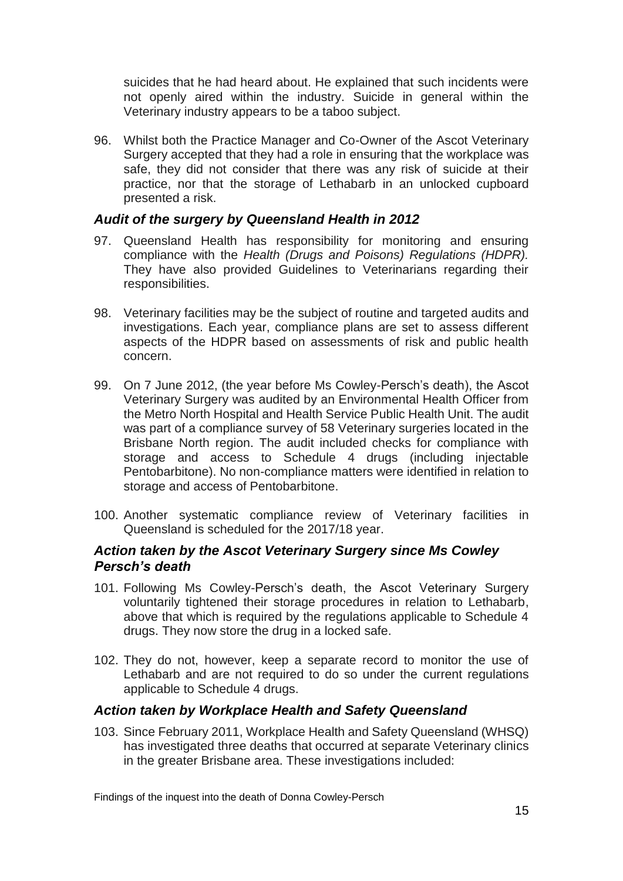suicides that he had heard about. He explained that such incidents were not openly aired within the industry. Suicide in general within the Veterinary industry appears to be a taboo subject.

96. Whilst both the Practice Manager and Co-Owner of the Ascot Veterinary Surgery accepted that they had a role in ensuring that the workplace was safe, they did not consider that there was any risk of suicide at their practice, nor that the storage of Lethabarb in an unlocked cupboard presented a risk.

### *Audit of the surgery by Queensland Health in 2012*

97. Queensland Health has responsibility for monitoring and ensuring compliance with the *Health (Drugs and Poisons) Regulations (HDPR).* They have also provided Guidelines to Veterinarians regarding their responsibilities.

98. Veterinary facilities may be the subject of routine and targeted audits and investigations. Each year, compliance plans are set to assess different aspects of the HDPR based on assessments of risk and public health concern.

99. On 7 June 2012, (the year before Ms Cowley-Persch's death), the Ascot Veterinary Surgery was audited by an Environmental Health Officer from the Metro North Hospital and Health Service Public Health Unit. The audit was part of a compliance survey of 58 Veterinary surgeries located in the Brisbane North region. The audit included checks for compliance with storage and access to Schedule 4 drugs (including injectable Pentobarbitone). No non-compliance matters were identified in relation to storage and access of Pentobarbitone.

100. Another systematic compliance review of Veterinary facilities in Queensland is scheduled for the 2017/18 year.

### *Action taken by the Ascot Veterinary Surgery since Ms Cowley Persch's death*

101. Following Ms Cowley-Persch's death, the Ascot Veterinary Surgery voluntarily tightened their storage procedures in relation to Lethabarb, above that which is required by the regulations applicable to Schedule 4 drugs. They now store the drug in a locked safe.

102. They do not, however, keep a separate record to monitor the use of Lethabarb and are not required to do so under the current regulations applicable to Schedule 4 drugs.

### *Action taken by Workplace Health and Safety Queensland*

103. Since February 2011, Workplace Health and Safety Queensland (WHSQ) has investigated three deaths that occurred at separate Veterinary clinics in the greater Brisbane area. These investigations included: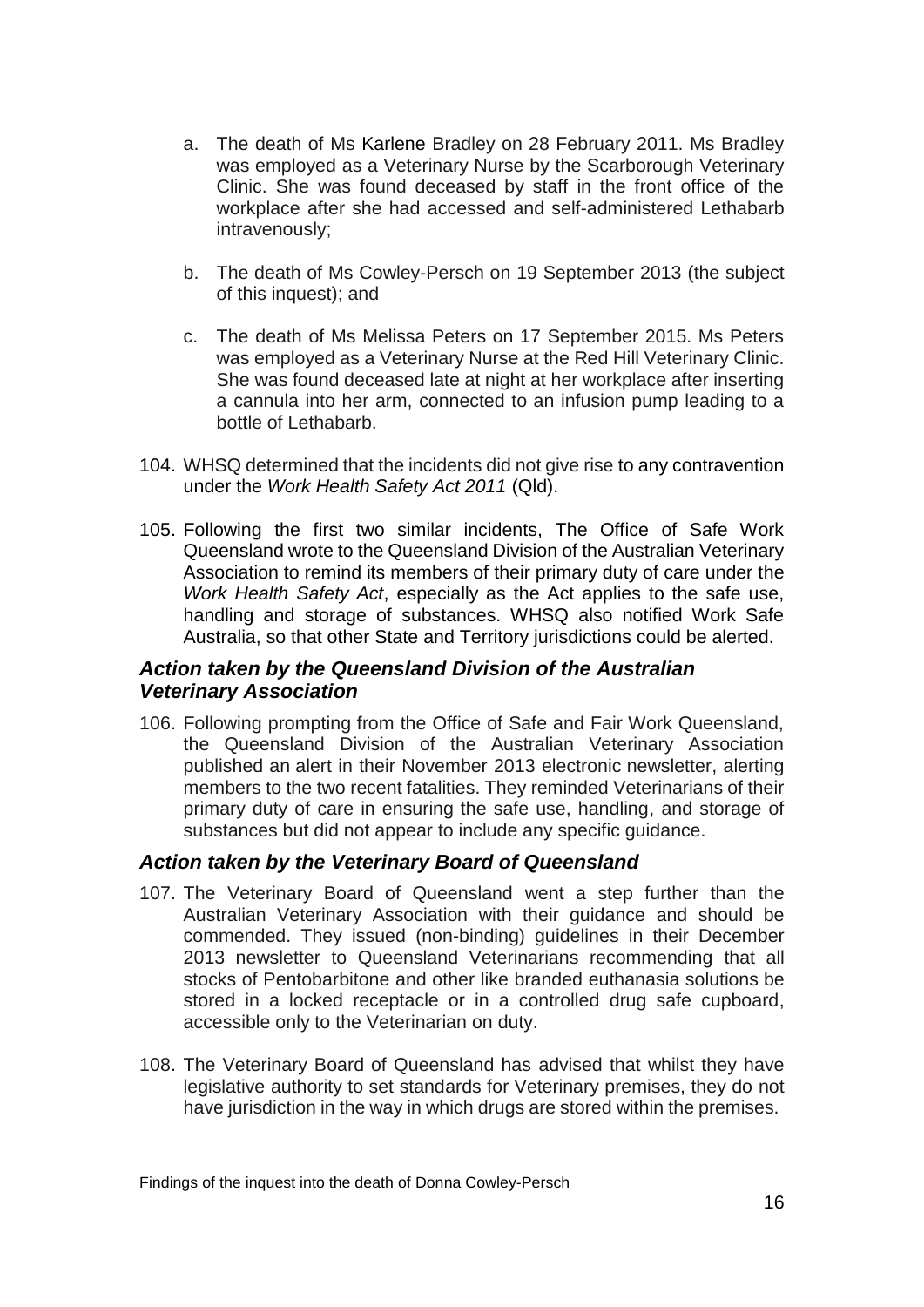a. The death of Ms Karlene Bradley on 28 February 2011. Ms Bradley was employed as a Veterinary Nurse by the Scarborough Veterinary Clinic. She was found deceased by staff in the front office of the workplace after she had accessed and self-administered Lethabarb intravenously;

b. The death of Ms Cowley-Persch on 19 September 2013 (the subject of this inquest); and

c. The death of Ms Melissa Peters on 17 September 2015. Ms Peters was employed as a Veterinary Nurse at the Red Hill Veterinary Clinic. She was found deceased late at night at her workplace after inserting a cannula into her arm, connected to an infusion pump leading to a bottle of Lethabarb.

104. WHSQ determined that the incidents did not give rise to any contravention under the *Work Health Safety Act 2011* (Qld).

105. Following the first two similar incidents, The Office of Safe Work Queensland wrote to the Queensland Division of the Australian Veterinary Association to remind its members of their primary duty of care under the *Work Health Safety Act*, especially as the Act applies to the safe use, handling and storage of substances. WHSQ also notified Work Safe Australia, so that other State and Territory jurisdictions could be alerted.

### *Action taken by the Queensland Division of the Australian Veterinary Association*

106. Following prompting from the Office of Safe and Fair Work Queensland, the Queensland Division of the Australian Veterinary Association published an alert in their November 2013 electronic newsletter, alerting members to the two recent fatalities. They reminded Veterinarians of their primary duty of care in ensuring the safe use, handling, and storage of substances but did not appear to include any specific guidance.

### *Action taken by the Veterinary Board of Queensland*

107. The Veterinary Board of Queensland went a step further than the Australian Veterinary Association with their guidance and should be commended. They issued (non-binding) guidelines in their December 2013 newsletter to Queensland Veterinarians recommending that all stocks of Pentobarbitone and other like branded euthanasia solutions be stored in a locked receptacle or in a controlled drug safe cupboard, accessible only to the Veterinarian on duty.

108. The Veterinary Board of Queensland has advised that whilst they have legislative authority to set standards for Veterinary premises, they do not have jurisdiction in the way in which drugs are stored within the premises.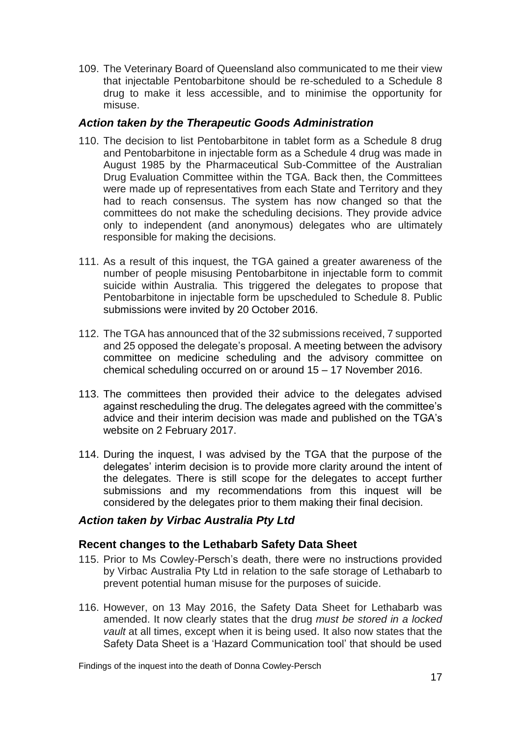109. The Veterinary Board of Queensland also communicated to me their view that injectable Pentobarbitone should be re-scheduled to a Schedule 8 drug to make it less accessible, and to minimise the opportunity for misuse.

### *Action taken by the Therapeutic Goods Administration*

110. The decision to list Pentobarbitone in tablet form as a Schedule 8 drug and Pentobarbitone in injectable form as a Schedule 4 drug was made in August 1985 by the Pharmaceutical Sub-Committee of the Australian Drug Evaluation Committee within the TGA. Back then, the Committees were made up of representatives from each State and Territory and they had to reach consensus. The system has now changed so that the committees do not make the scheduling decisions. They provide advice only to independent (and anonymous) delegates who are ultimately responsible for making the decisions.

111. As a result of this inquest, the TGA gained a greater awareness of the number of people misusing Pentobarbitone in injectable form to commit suicide within Australia. This triggered the delegates to propose that Pentobarbitone in injectable form be upscheduled to Schedule 8. Public submissions were invited by 20 October 2016.

112. The TGA has announced that of the 32 submissions received, 7 supported and 25 opposed the delegate's proposal. A meeting between the advisory committee on medicine scheduling and the advisory committee on chemical scheduling occurred on or around 15 – 17 November 2016.

113. The committees then provided their advice to the delegates advised against rescheduling the drug. The delegates agreed with the committee's advice and their interim decision was made and published on the TGA's website on 2 February 2017.

114. During the inquest, I was advised by the TGA that the purpose of the delegates' interim decision is to provide more clarity around the intent of the delegates. There is still scope for the delegates to accept further submissions and my recommendations from this inquest will be considered by the delegates prior to them making their final decision.

### *Action taken by Virbac Australia Pty Ltd*

### Recent changes to the Lethabarb Safety Data Sheet

115. Prior to Ms Cowley-Persch's death, there were no instructions provided by Virbac Australia Pty Ltd in relation to the safe storage of Lethabarb to prevent potential human misuse for the purposes of suicide.

116. However, on 13 May 2016, the Safety Data Sheet for Lethabarb was amended. It now clearly states that the drug *must be stored in a locked vault* at all times, except when it is being used. It also now states that the Safety Data Sheet is a 'Hazard Communication tool' that should be used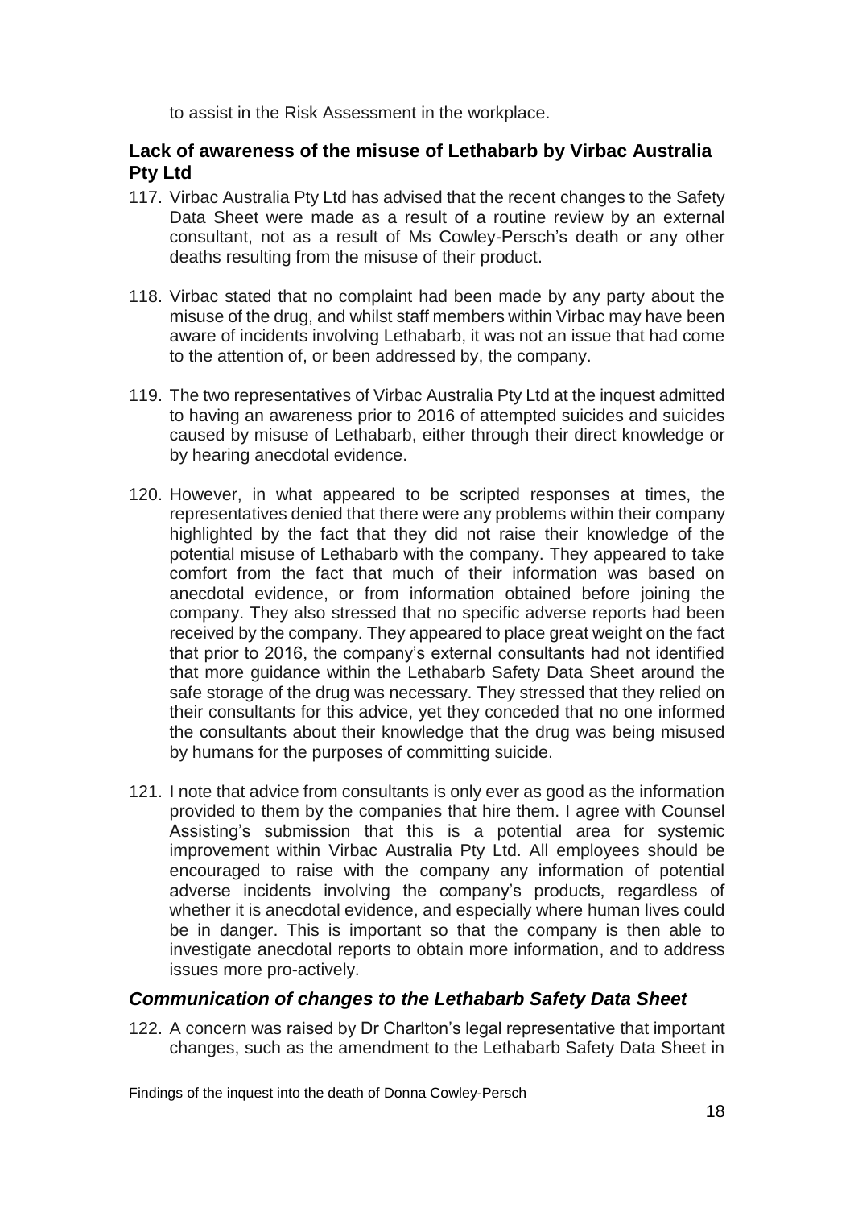to assist in the Risk Assessment in the workplace.

## Lack of awareness of the misuse of Lethabarb by Virbac Australia Pty Ltd

117. Virbac Australia Pty Ltd has advised that the recent changes to the Safety Data Sheet were made as a result of a routine review by an external consultant, not as a result of Ms Cowley-Persch's death or any other deaths resulting from the misuse of their product.

118. Virbac stated that no complaint had been made by any party about the misuse of the drug, and whilst staff members within Virbac may have been aware of incidents involving Lethabarb, it was not an issue that had come to the attention of, or been addressed by, the company.

119. The two representatives of Virbac Australia Pty Ltd at the inquest admitted to having an awareness prior to 2016 of attempted suicides and suicides caused by misuse of Lethabarb, either through their direct knowledge or by hearing anecdotal evidence.

120. However, in what appeared to be scripted responses at times, the representatives denied that there were any problems within their company highlighted by the fact that they did not raise their knowledge of the potential misuse of Lethabarb with the company. They appeared to take comfort from the fact that much of their information was based on anecdotal evidence, or from information obtained before joining the company. They also stressed that no specific adverse reports had been received by the company. They appeared to place great weight on the fact that prior to 2016, the company's external consultants had not identified that more guidance within the Lethabarb Safety Data Sheet around the safe storage of the drug was necessary. They stressed that they relied on their consultants for this advice, yet they conceded that no one informed the consultants about their knowledge that the drug was being misused by humans for the purposes of committing suicide.

121. I note that advice from consultants is only ever as good as the information provided to them by the companies that hire them. I agree with Counsel Assisting's submission that this is a potential area for systemic improvement within Virbac Australia Pty Ltd. All employees should be encouraged to raise with the company any information of potential adverse incidents involving the company's products, regardless of whether it is anecdotal evidence, and especially where human lives could be in danger. This is important so that the company is then able to investigate anecdotal reports to obtain more information, and to address issues more pro-actively.

### *Communication of changes to the Lethabarb Safety Data Sheet*

122. A concern was raised by Dr Charlton's legal representative that important changes, such as the amendment to the Lethabarb Safety Data Sheet in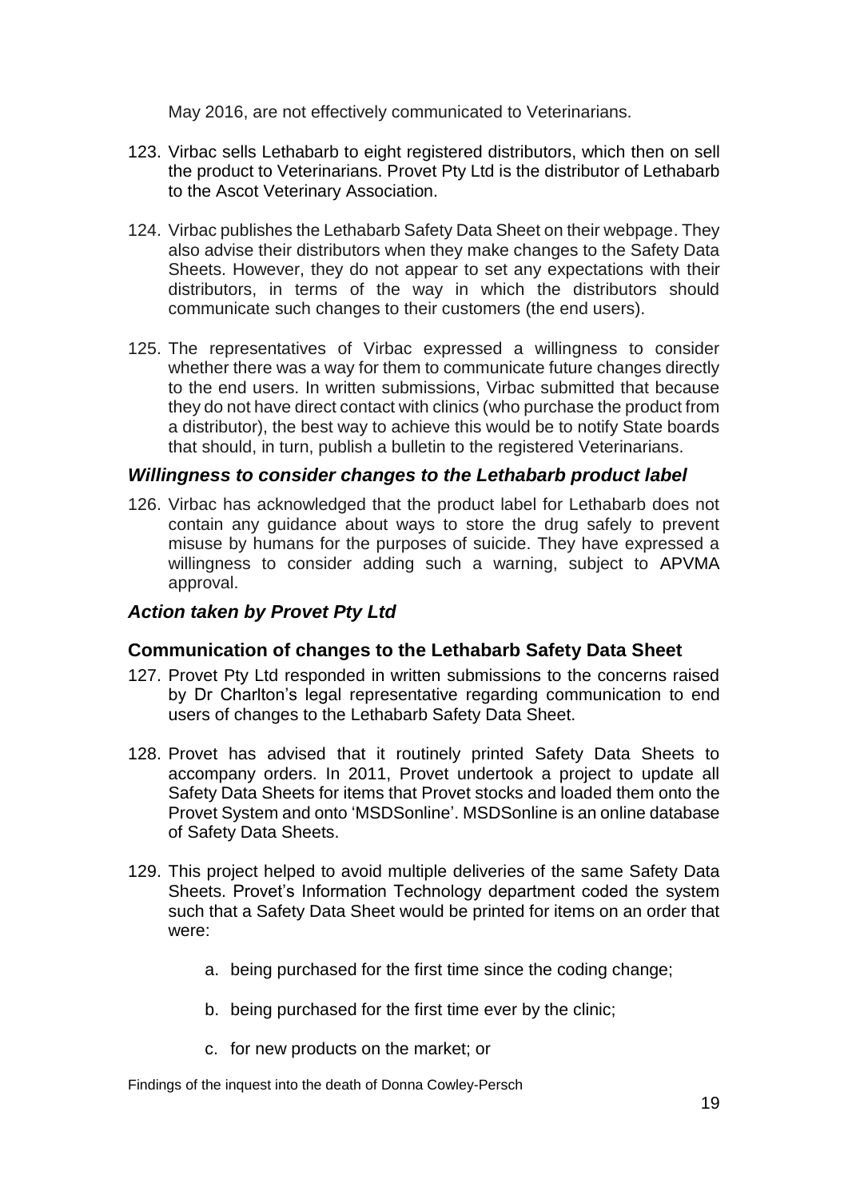May 2016, are not effectively communicated to Veterinarians.

123. Virbac sells Lethabarb to eight registered distributors, which then on sell the product to Veterinarians. Provet Pty Ltd is the distributor of Lethabarb to the Ascot Veterinary Association.

124. Virbac publishes the Lethabarb Safety Data Sheet on their webpage. They also advise their distributors when they make changes to the Safety Data Sheets. However, they do not appear to set any expectations with their distributors, in terms of the way in which the distributors should communicate such changes to their customers (the end users).

125. The representatives of Virbac expressed a willingness to consider whether there was a way for them to communicate future changes directly to the end users. In written submissions, Virbac submitted that because they do not have direct contact with clinics (who purchase the product from a distributor), the best way to achieve this would be to notify State boards that should, in turn, publish a bulletin to the registered Veterinarians.

### *Willingness to consider changes to the Lethabarb product label*

126. Virbac has acknowledged that the product label for Lethabarb does not contain any guidance about ways to store the drug safely to prevent misuse by humans for the purposes of suicide. They have expressed a willingness to consider adding such a warning, subject to APVMA approval.

### *Action taken by Provet Pty Ltd*

#### **Communication of changes to the Lethabarb Safety Data Sheet**

127. Provet Pty Ltd responded in written submissions to the concerns raised by Dr Charlton's legal representative regarding communication to end users of changes to the Lethabarb Safety Data Sheet.

128. Provet has advised that it routinely printed Safety Data Sheets to accompany orders. In 2011, Provet undertook a project to update all Safety Data Sheets for items that Provet stocks and loaded them onto the Provet System and onto 'MSDSonline'. MSDSonline is an online database of Safety Data Sheets.

129. This project helped to avoid multiple deliveries of the same Safety Data Sheets. Provet's Information Technology department coded the system such that a Safety Data Sheet would be printed for items on an order that were:

    a. being purchased for the first time since the coding change;

    b. being purchased for the first time ever by the clinic;

    c. for new products on the market; or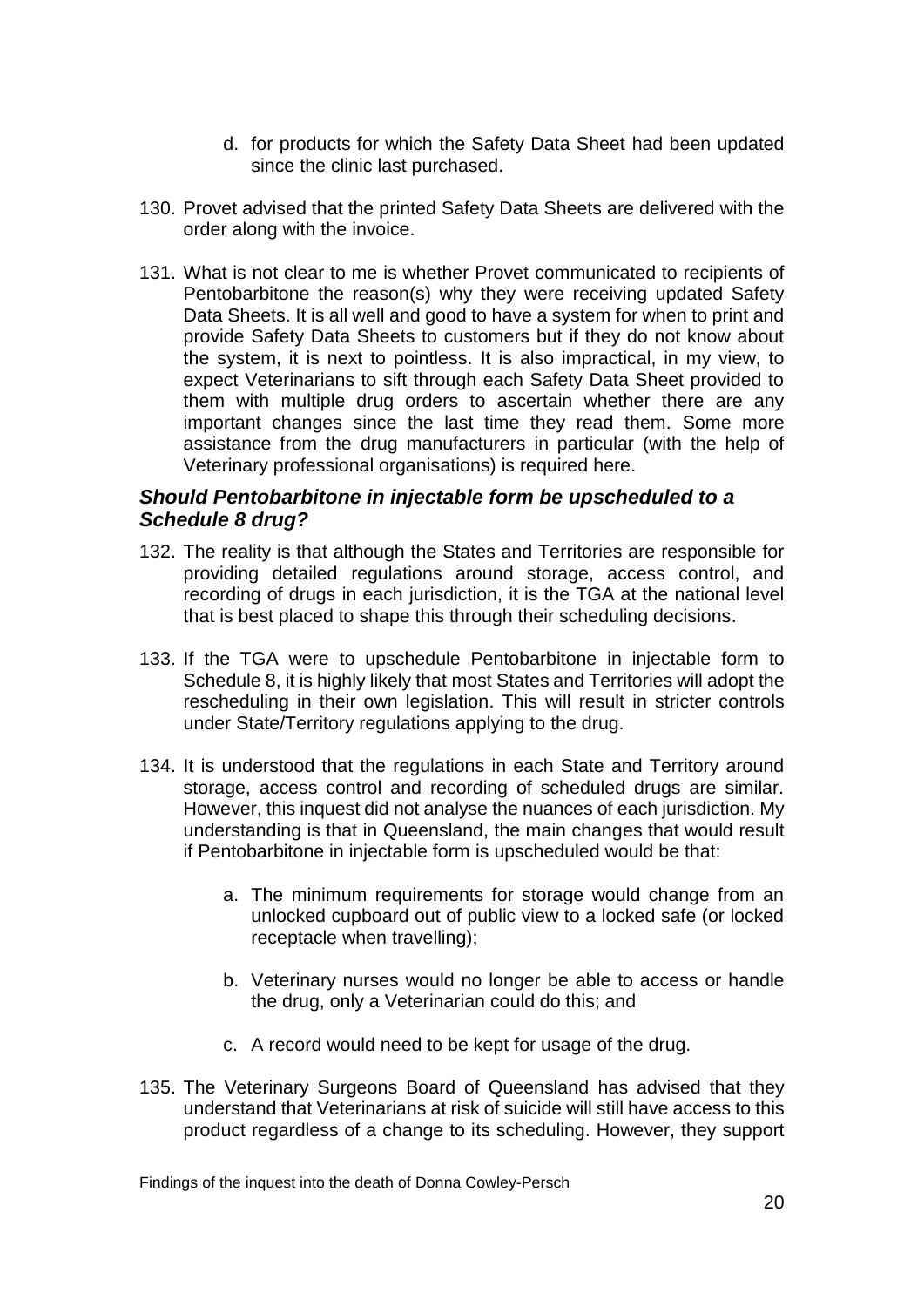d. for products for which the Safety Data Sheet had been updated since the clinic last purchased.

130. Provet advised that the printed Safety Data Sheets are delivered with the order along with the invoice.

131. What is not clear to me is whether Provet communicated to recipients of Pentobarbitone the reason(s) why they were receiving updated Safety Data Sheets. It is all well and good to have a system for when to print and provide Safety Data Sheets to customers but if they do not know about the system, it is next to pointless. It is also impractical, in my view, to expect Veterinarians to sift through each Safety Data Sheet provided to them with multiple drug orders to ascertain whether there are any important changes since the last time they read them. Some more assistance from the drug manufacturers in particular (with the help of Veterinary professional organisations) is required here.

### *Should Pentobarbitone in injectable form be upscheduled to a Schedule 8 drug?*

132. The reality is that although the States and Territories are responsible for providing detailed regulations around storage, access control, and recording of drugs in each jurisdiction, it is the TGA at the national level that is best placed to shape this through their scheduling decisions.

133. If the TGA were to upschedule Pentobarbitone in injectable form to Schedule 8, it is highly likely that most States and Territories will adopt the rescheduling in their own legislation. This will result in stricter controls under State/Territory regulations applying to the drug.

134. It is understood that the regulations in each State and Territory around storage, access control and recording of scheduled drugs are similar. However, this inquest did not analyse the nuances of each jurisdiction. My understanding is that in Queensland, the main changes that would result if Pentobarbitone in injectable form is upscheduled would be that:

    a. The minimum requirements for storage would change from an unlocked cupboard out of public view to a locked safe (or locked receptacle when travelling);

    b. Veterinary nurses would no longer be able to access or handle the drug, only a Veterinarian could do this; and

    c. A record would need to be kept for usage of the drug.

135. The Veterinary Surgeons Board of Queensland has advised that they understand that Veterinarians at risk of suicide will still have access to this product regardless of a change to its scheduling. However, they support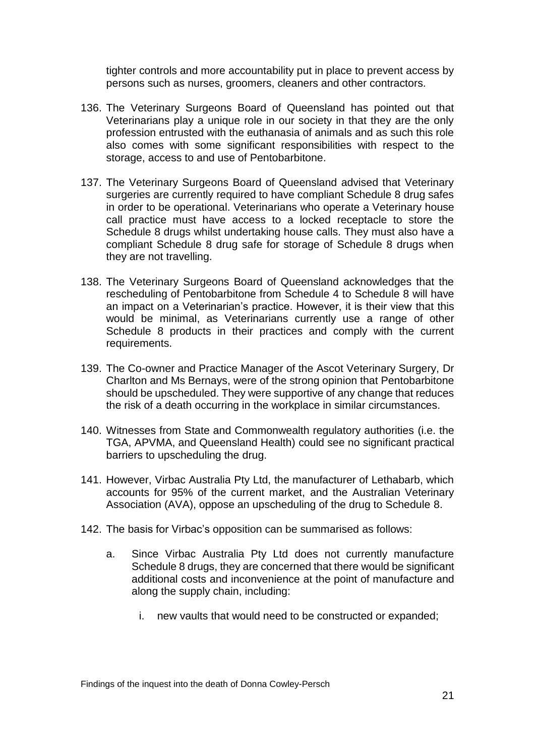tighter controls and more accountability put in place to prevent access by persons such as nurses, groomers, cleaners and other contractors.

136. The Veterinary Surgeons Board of Queensland has pointed out that Veterinarians play a unique role in our society in that they are the only profession entrusted with the euthanasia of animals and as such this role also comes with some significant responsibilities with respect to the storage, access to and use of Pentobarbitone.

137. The Veterinary Surgeons Board of Queensland advised that Veterinary surgeries are currently required to have compliant Schedule 8 drug safes in order to be operational. Veterinarians who operate a Veterinary house call practice must have access to a locked receptacle to store the Schedule 8 drugs whilst undertaking house calls. They must also have a compliant Schedule 8 drug safe for storage of Schedule 8 drugs when they are not travelling.

138. The Veterinary Surgeons Board of Queensland acknowledges that the rescheduling of Pentobarbitone from Schedule 4 to Schedule 8 will have an impact on a Veterinarian's practice. However, it is their view that this would be minimal, as Veterinarians currently use a range of other Schedule 8 products in their practices and comply with the current requirements.

139. The Co-owner and Practice Manager of the Ascot Veterinary Surgery, Dr Charlton and Ms Bernays, were of the strong opinion that Pentobarbitone should be upscheduled. They were supportive of any change that reduces the risk of a death occurring in the workplace in similar circumstances.

140. Witnesses from State and Commonwealth regulatory authorities (i.e. the TGA, APVMA, and Queensland Health) could see no significant practical barriers to upscheduling the drug.

141. However, Virbac Australia Pty Ltd, the manufacturer of Lethabarb, which accounts for 95% of the current market, and the Australian Veterinary Association (AVA), oppose an upscheduling of the drug to Schedule 8.

142. The basis for Virbac's opposition can be summarised as follows:

    a. Since Virbac Australia Pty Ltd does not currently manufacture Schedule 8 drugs, they are concerned that there would be significant additional costs and inconvenience at the point of manufacture and along the supply chain, including:

        i. new vaults that would need to be constructed or expanded;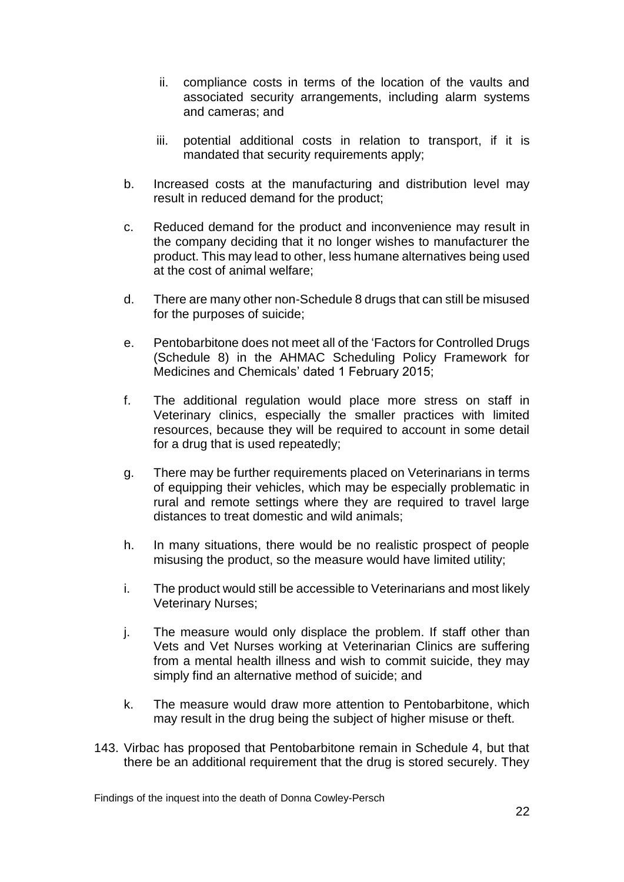ii. compliance costs in terms of the location of the vaults and associated security arrangements, including alarm systems and cameras; and

   iii. potential additional costs in relation to transport, if it is mandated that security requirements apply;

b. Increased costs at the manufacturing and distribution level may result in reduced demand for the product;

c. Reduced demand for the product and inconvenience may result in the company deciding that it no longer wishes to manufacturer the product. This may lead to other, less humane alternatives being used at the cost of animal welfare;

d. There are many other non-Schedule 8 drugs that can still be misused for the purposes of suicide;

e. Pentobarbitone does not meet all of the 'Factors for Controlled Drugs (Schedule 8) in the AHMAC Scheduling Policy Framework for Medicines and Chemicals' dated 1 February 2015;

f. The additional regulation would place more stress on staff in Veterinary clinics, especially the smaller practices with limited resources, because they will be required to account in some detail for a drug that is used repeatedly;

g. There may be further requirements placed on Veterinarians in terms of equipping their vehicles, which may be especially problematic in rural and remote settings where they are required to travel large distances to treat domestic and wild animals;

h. In many situations, there would be no realistic prospect of people misusing the product, so the measure would have limited utility;

i. The product would still be accessible to Veterinarians and most likely Veterinary Nurses;

j. The measure would only displace the problem. If staff other than Vets and Vet Nurses working at Veterinarian Clinics are suffering from a mental health illness and wish to commit suicide, they may simply find an alternative method of suicide; and

k. The measure would draw more attention to Pentobarbitone, which may result in the drug being the subject of higher misuse or theft.

143. Virbac has proposed that Pentobarbitone remain in Schedule 4, but that there be an additional requirement that the drug is stored securely. They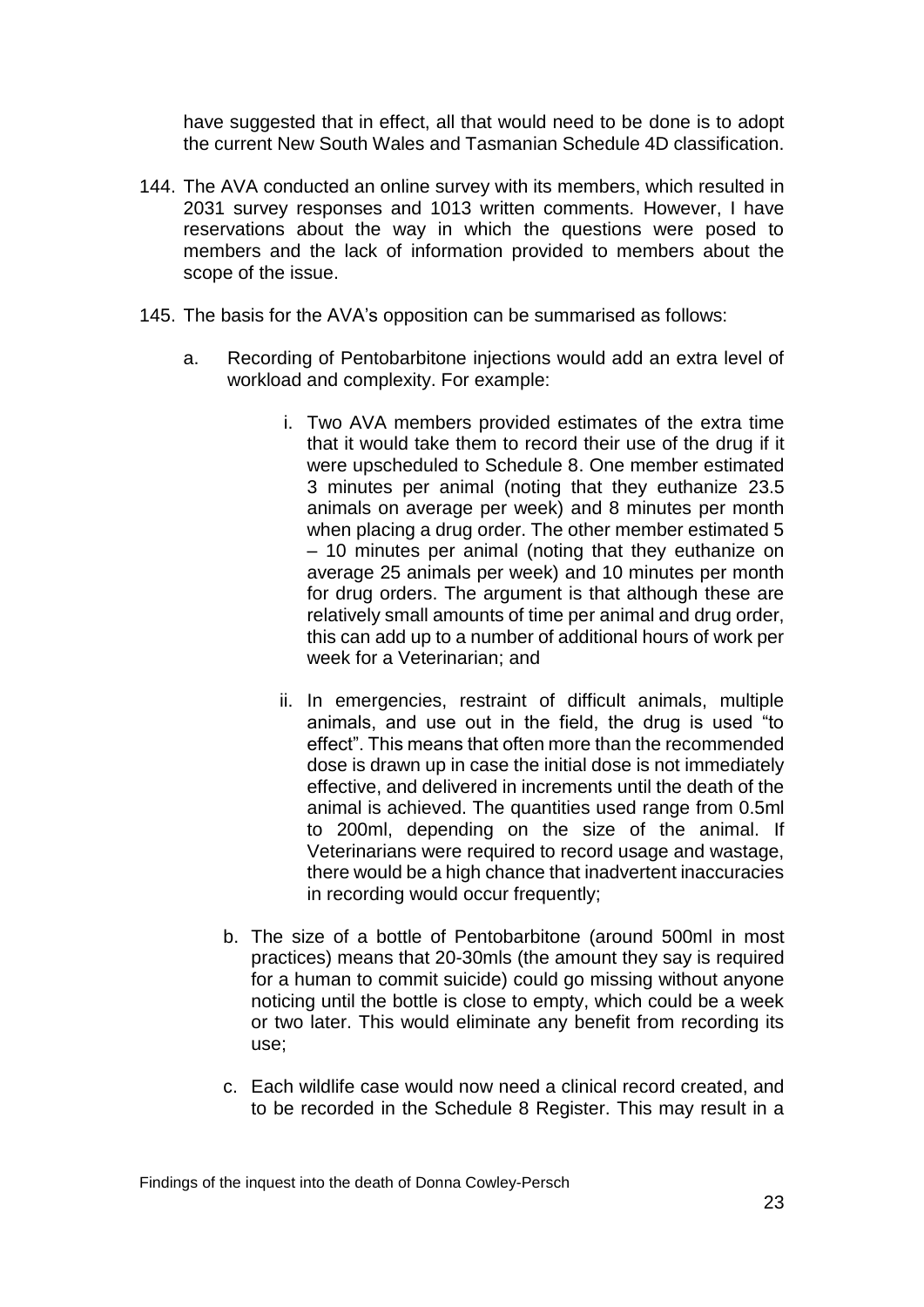have suggested that in effect, all that would need to be done is to adopt the current New South Wales and Tasmanian Schedule 4D classification.

144. The AVA conducted an online survey with its members, which resulted in 2031 survey responses and 1013 written comments. However, I have reservations about the way in which the questions were posed to members and the lack of information provided to members about the scope of the issue.

145. The basis for the AVA's opposition can be summarised as follows:

    a. Recording of Pentobarbitone injections would add an extra level of workload and complexity. For example:

        i. Two AVA members provided estimates of the extra time that it would take them to record their use of the drug if it were upscheduled to Schedule 8. One member estimated 3 minutes per animal (noting that they euthanize 23.5 animals on average per week) and 8 minutes per month when placing a drug order. The other member estimated 5 – 10 minutes per animal (noting that they euthanize on average 25 animals per week) and 10 minutes per month for drug orders. The argument is that although these are relatively small amounts of time per animal and drug order, this can add up to a number of additional hours of work per week for a Veterinarian; and

        ii. In emergencies, restraint of difficult animals, multiple animals, and use out in the field, the drug is used "to effect". This means that often more than the recommended dose is drawn up in case the initial dose is not immediately effective, and delivered in increments until the death of the animal is achieved. The quantities used range from 0.5ml to 200ml, depending on the size of the animal. If Veterinarians were required to record usage and wastage, there would be a high chance that inadvertent inaccuracies in recording would occur frequently;

    b. The size of a bottle of Pentobarbitone (around 500ml in most practices) means that 20-30mls (the amount they say is required for a human to commit suicide) could go missing without anyone noticing until the bottle is close to empty, which could be a week or two later. This would eliminate any benefit from recording its use;

    c. Each wildlife case would now need a clinical record created, and to be recorded in the Schedule 8 Register. This may result in a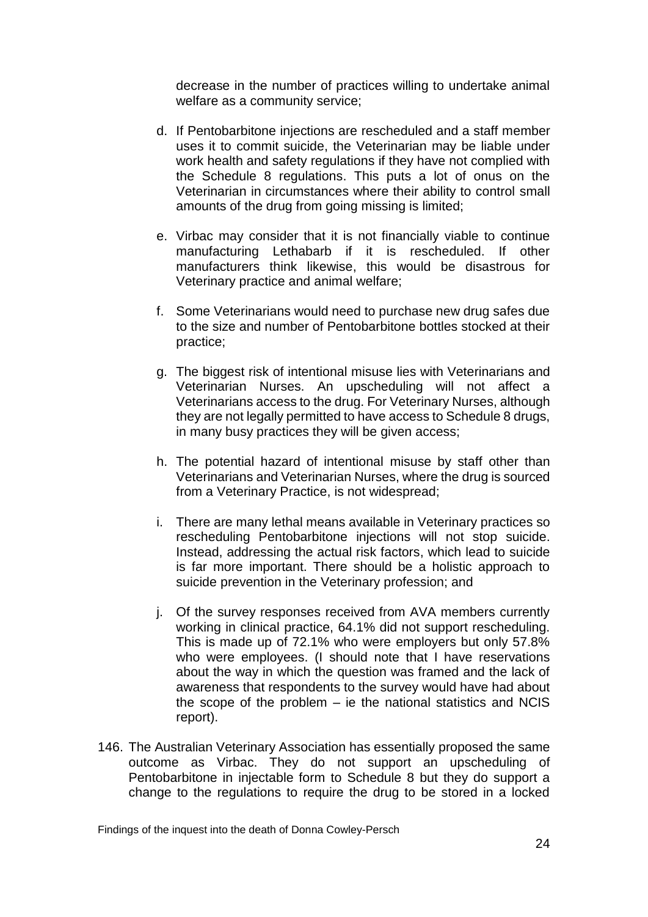decrease in the number of practices willing to undertake animal welfare as a community service;

d. If Pentobarbitone injections are rescheduled and a staff member uses it to commit suicide, the Veterinarian may be liable under work health and safety regulations if they have not complied with the Schedule 8 regulations. This puts a lot of onus on the Veterinarian in circumstances where their ability to control small amounts of the drug from going missing is limited;

e. Virbac may consider that it is not financially viable to continue manufacturing Lethabarb if it is rescheduled. If other manufacturers think likewise, this would be disastrous for Veterinary practice and animal welfare;

f. Some Veterinarians would need to purchase new drug safes due to the size and number of Pentobarbitone bottles stocked at their practice;

g. The biggest risk of intentional misuse lies with Veterinarians and Veterinarian Nurses. An upscheduling will not affect a Veterinarians access to the drug. For Veterinary Nurses, although they are not legally permitted to have access to Schedule 8 drugs, in many busy practices they will be given access;

h. The potential hazard of intentional misuse by staff other than Veterinarians and Veterinarian Nurses, where the drug is sourced from a Veterinary Practice, is not widespread;

i. There are many lethal means available in Veterinary practices so rescheduling Pentobarbitone injections will not stop suicide. Instead, addressing the actual risk factors, which lead to suicide is far more important. There should be a holistic approach to suicide prevention in the Veterinary profession; and

j. Of the survey responses received from AVA members currently working in clinical practice, 64.1% did not support rescheduling. This is made up of 72.1% who were employers but only 57.8% who were employees. (I should note that I have reservations about the way in which the question was framed and the lack of awareness that respondents to the survey would have had about the scope of the problem – ie the national statistics and NCIS report).

146. The Australian Veterinary Association has essentially proposed the same outcome as Virbac. They do not support an upscheduling of Pentobarbitone in injectable form to Schedule 8 but they do support a change to the regulations to require the drug to be stored in a locked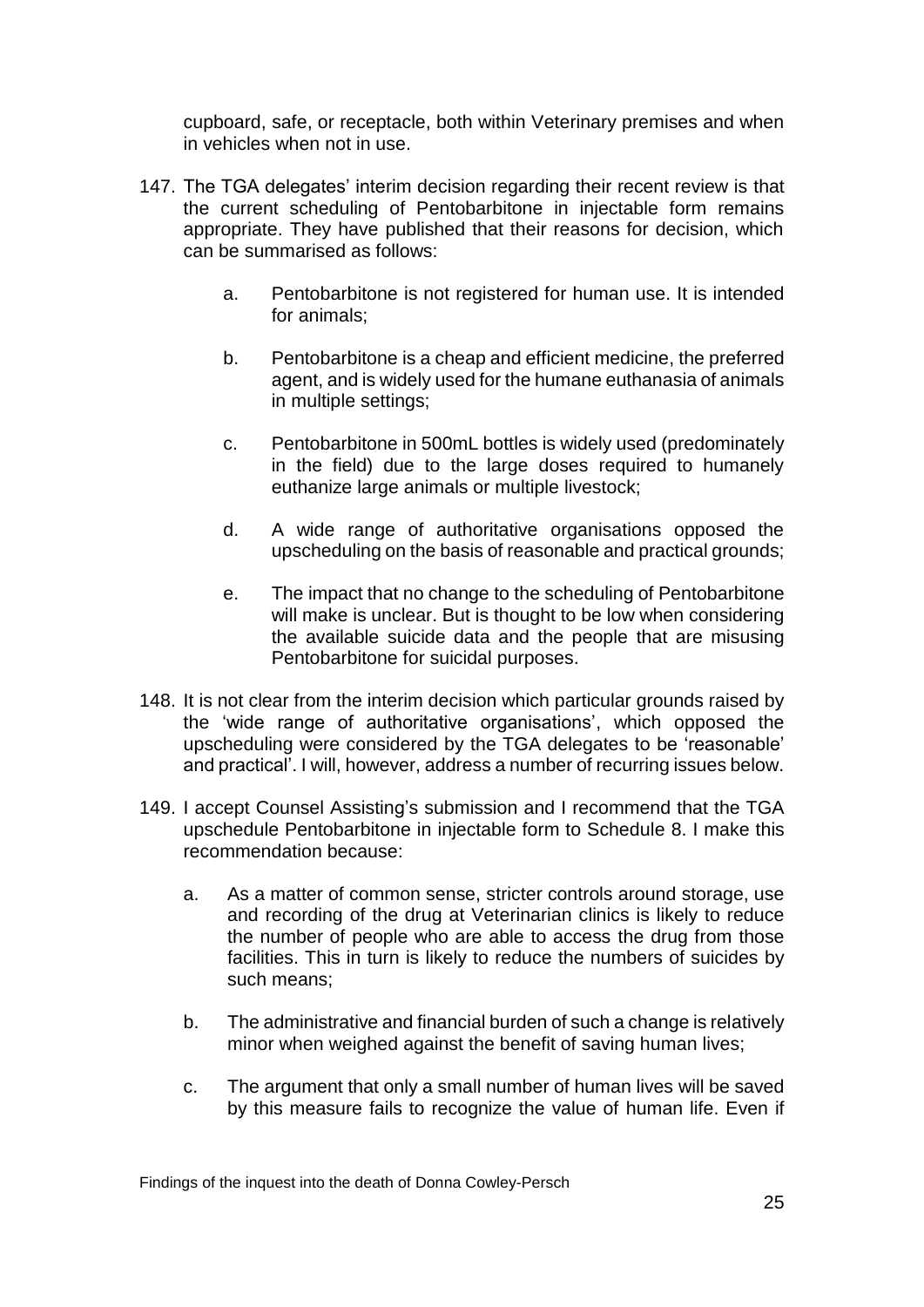cupboard, safe, or receptacle, both within Veterinary premises and when in vehicles when not in use.

147. The TGA delegates' interim decision regarding their recent review is that the current scheduling of Pentobarbitone in injectable form remains appropriate. They have published that their reasons for decision, which can be summarised as follows:

    a. Pentobarbitone is not registered for human use. It is intended for animals;

    b. Pentobarbitone is a cheap and efficient medicine, the preferred agent, and is widely used for the humane euthanasia of animals in multiple settings;

    c. Pentobarbitone in 500mL bottles is widely used (predominately in the field) due to the large doses required to humanely euthanize large animals or multiple livestock;

    d. A wide range of authoritative organisations opposed the upscheduling on the basis of reasonable and practical grounds;

    e. The impact that no change to the scheduling of Pentobarbitone will make is unclear. But is thought to be low when considering the available suicide data and the people that are misusing Pentobarbitone for suicidal purposes.

148. It is not clear from the interim decision which particular grounds raised by the 'wide range of authoritative organisations', which opposed the upscheduling were considered by the TGA delegates to be 'reasonable' and practical'. I will, however, address a number of recurring issues below.

149. I accept Counsel Assisting's submission and I recommend that the TGA upschedule Pentobarbitone in injectable form to Schedule 8. I make this recommendation because:

    a. As a matter of common sense, stricter controls around storage, use and recording of the drug at Veterinarian clinics is likely to reduce the number of people who are able to access the drug from those facilities. This in turn is likely to reduce the numbers of suicides by such means;

    b. The administrative and financial burden of such a change is relatively minor when weighed against the benefit of saving human lives;

    c. The argument that only a small number of human lives will be saved by this measure fails to recognize the value of human life. Even if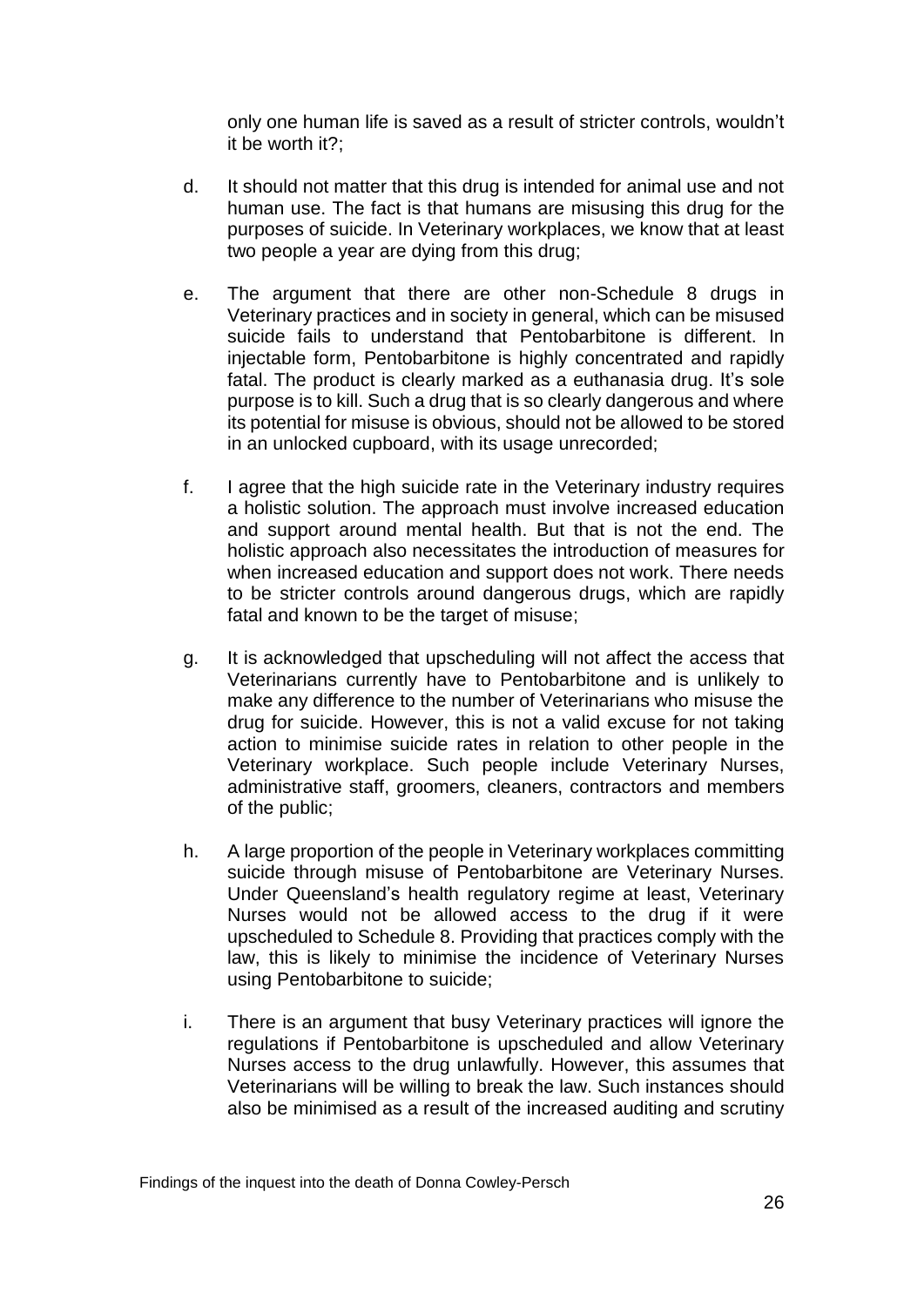only one human life is saved as a result of stricter controls, wouldn't it be worth it?;

d. It should not matter that this drug is intended for animal use and not human use. The fact is that humans are misusing this drug for the purposes of suicide. In Veterinary workplaces, we know that at least two people a year are dying from this drug;

e. The argument that there are other non-Schedule 8 drugs in Veterinary practices and in society in general, which can be misused suicide fails to understand that Pentobarbitone is different. In injectable form, Pentobarbitone is highly concentrated and rapidly fatal. The product is clearly marked as a euthanasia drug. It's sole purpose is to kill. Such a drug that is so clearly dangerous and where its potential for misuse is obvious, should not be allowed to be stored in an unlocked cupboard, with its usage unrecorded;

f. I agree that the high suicide rate in the Veterinary industry requires a holistic solution. The approach must involve increased education and support around mental health. But that is not the end. The holistic approach also necessitates the introduction of measures for when increased education and support does not work. There needs to be stricter controls around dangerous drugs, which are rapidly fatal and known to be the target of misuse;

g. It is acknowledged that upscheduling will not affect the access that Veterinarians currently have to Pentobarbitone and is unlikely to make any difference to the number of Veterinarians who misuse the drug for suicide. However, this is not a valid excuse for not taking action to minimise suicide rates in relation to other people in the Veterinary workplace. Such people include Veterinary Nurses, administrative staff, groomers, cleaners, contractors and members of the public;

h. A large proportion of the people in Veterinary workplaces committing suicide through misuse of Pentobarbitone are Veterinary Nurses. Under Queensland's health regulatory regime at least, Veterinary Nurses would not be allowed access to the drug if it were upscheduled to Schedule 8. Providing that practices comply with the law, this is likely to minimise the incidence of Veterinary Nurses using Pentobarbitone to suicide;

i. There is an argument that busy Veterinary practices will ignore the regulations if Pentobarbitone is upscheduled and allow Veterinary Nurses access to the drug unlawfully. However, this assumes that Veterinarians will be willing to break the law. Such instances should also be minimised as a result of the increased auditing and scrutiny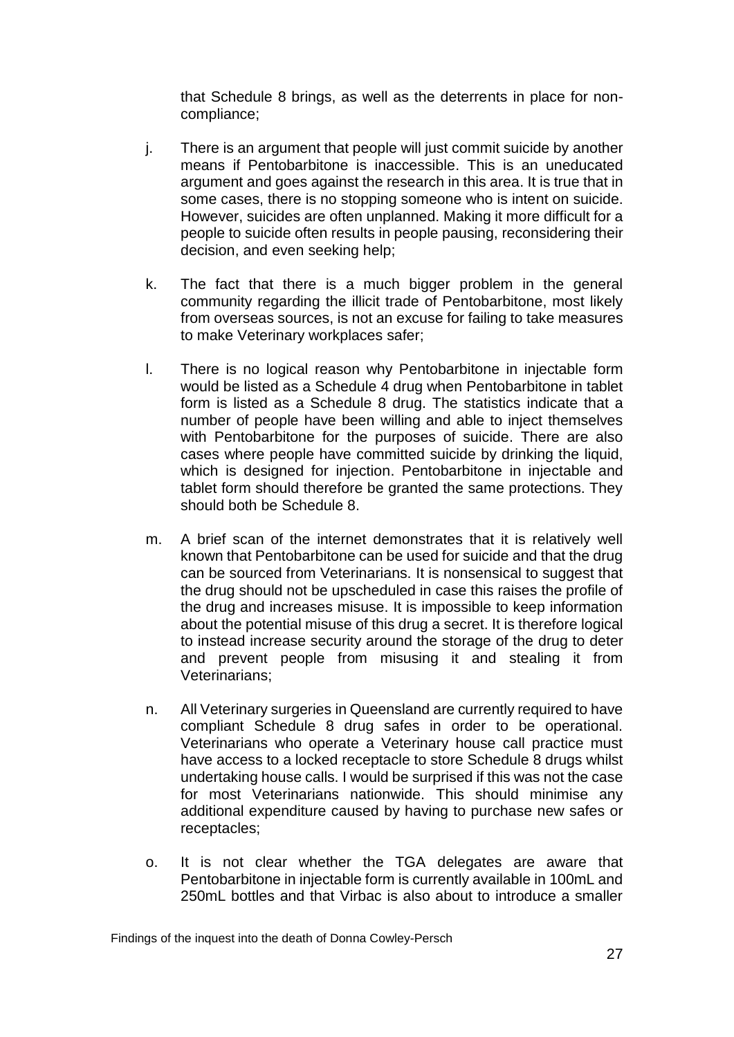that Schedule 8 brings, as well as the deterrents in place for non-compliance;

j. There is an argument that people will just commit suicide by another means if Pentobarbitone is inaccessible. This is an uneducated argument and goes against the research in this area. It is true that in some cases, there is no stopping someone who is intent on suicide. However, suicides are often unplanned. Making it more difficult for a people to suicide often results in people pausing, reconsidering their decision, and even seeking help;

k. The fact that there is a much bigger problem in the general community regarding the illicit trade of Pentobarbitone, most likely from overseas sources, is not an excuse for failing to take measures to make Veterinary workplaces safer;

l. There is no logical reason why Pentobarbitone in injectable form would be listed as a Schedule 4 drug when Pentobarbitone in tablet form is listed as a Schedule 8 drug. The statistics indicate that a number of people have been willing and able to inject themselves with Pentobarbitone for the purposes of suicide. There are also cases where people have committed suicide by drinking the liquid, which is designed for injection. Pentobarbitone in injectable and tablet form should therefore be granted the same protections. They should both be Schedule 8.

m. A brief scan of the internet demonstrates that it is relatively well known that Pentobarbitone can be used for suicide and that the drug can be sourced from Veterinarians. It is nonsensical to suggest that the drug should not be upscheduled in case this raises the profile of the drug and increases misuse. It is impossible to keep information about the potential misuse of this drug a secret. It is therefore logical to instead increase security around the storage of the drug to deter and prevent people from misusing it and stealing it from Veterinarians;

n. All Veterinary surgeries in Queensland are currently required to have compliant Schedule 8 drug safes in order to be operational. Veterinarians who operate a Veterinary house call practice must have access to a locked receptacle to store Schedule 8 drugs whilst undertaking house calls. I would be surprised if this was not the case for most Veterinarians nationwide. This should minimise any additional expenditure caused by having to purchase new safes or receptacles;

o. It is not clear whether the TGA delegates are aware that Pentobarbitone in injectable form is currently available in 100mL and 250mL bottles and that Virbac is also about to introduce a smaller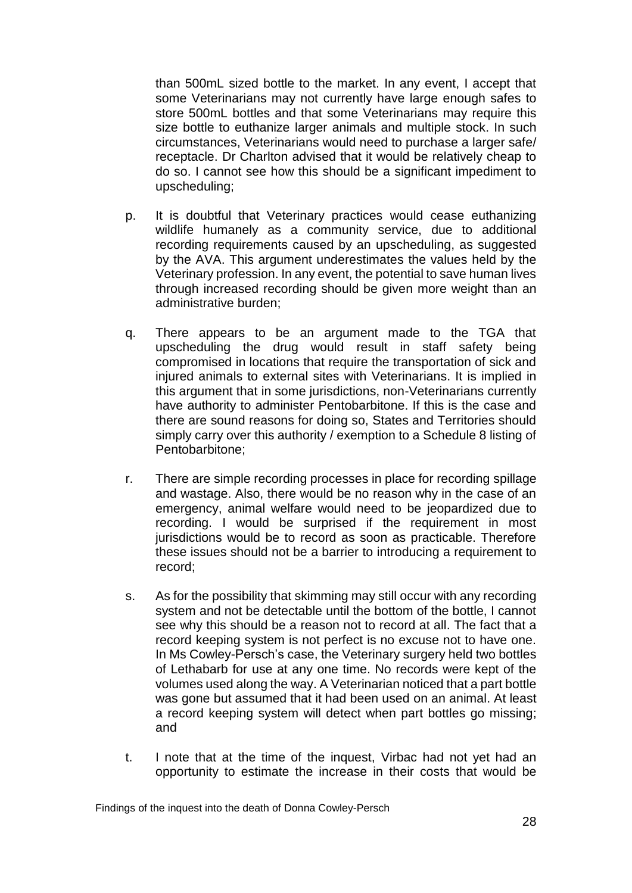than 500mL sized bottle to the market. In any event, I accept that some Veterinarians may not currently have large enough safes to store 500mL bottles and that some Veterinarians may require this size bottle to euthanize larger animals and multiple stock. In such circumstances, Veterinarians would need to purchase a larger safe/ receptacle. Dr Charlton advised that it would be relatively cheap to do so. I cannot see how this should be a significant impediment to upscheduling;

p. It is doubtful that Veterinary practices would cease euthanizing wildlife humanely as a community service, due to additional recording requirements caused by an upscheduling, as suggested by the AVA. This argument underestimates the values held by the Veterinary profession. In any event, the potential to save human lives through increased recording should be given more weight than an administrative burden;

q. There appears to be an argument made to the TGA that upscheduling the drug would result in staff safety being compromised in locations that require the transportation of sick and injured animals to external sites with Veterinarians. It is implied in this argument that in some jurisdictions, non-Veterinarians currently have authority to administer Pentobarbitone. If this is the case and there are sound reasons for doing so, States and Territories should simply carry over this authority / exemption to a Schedule 8 listing of Pentobarbitone;

r. There are simple recording processes in place for recording spillage and wastage. Also, there would be no reason why in the case of an emergency, animal welfare would need to be jeopardized due to recording. I would be surprised if the requirement in most jurisdictions would be to record as soon as practicable. Therefore these issues should not be a barrier to introducing a requirement to record;

s. As for the possibility that skimming may still occur with any recording system and not be detectable until the bottom of the bottle, I cannot see why this should be a reason not to record at all. The fact that a record keeping system is not perfect is no excuse not to have one. In Ms Cowley-Persch's case, the Veterinary surgery held two bottles of Lethabarb for use at any one time. No records were kept of the volumes used along the way. A Veterinarian noticed that a part bottle was gone but assumed that it had been used on an animal. At least a record keeping system will detect when part bottles go missing; and

t. I note that at the time of the inquest, Virbac had not yet had an opportunity to estimate the increase in their costs that would be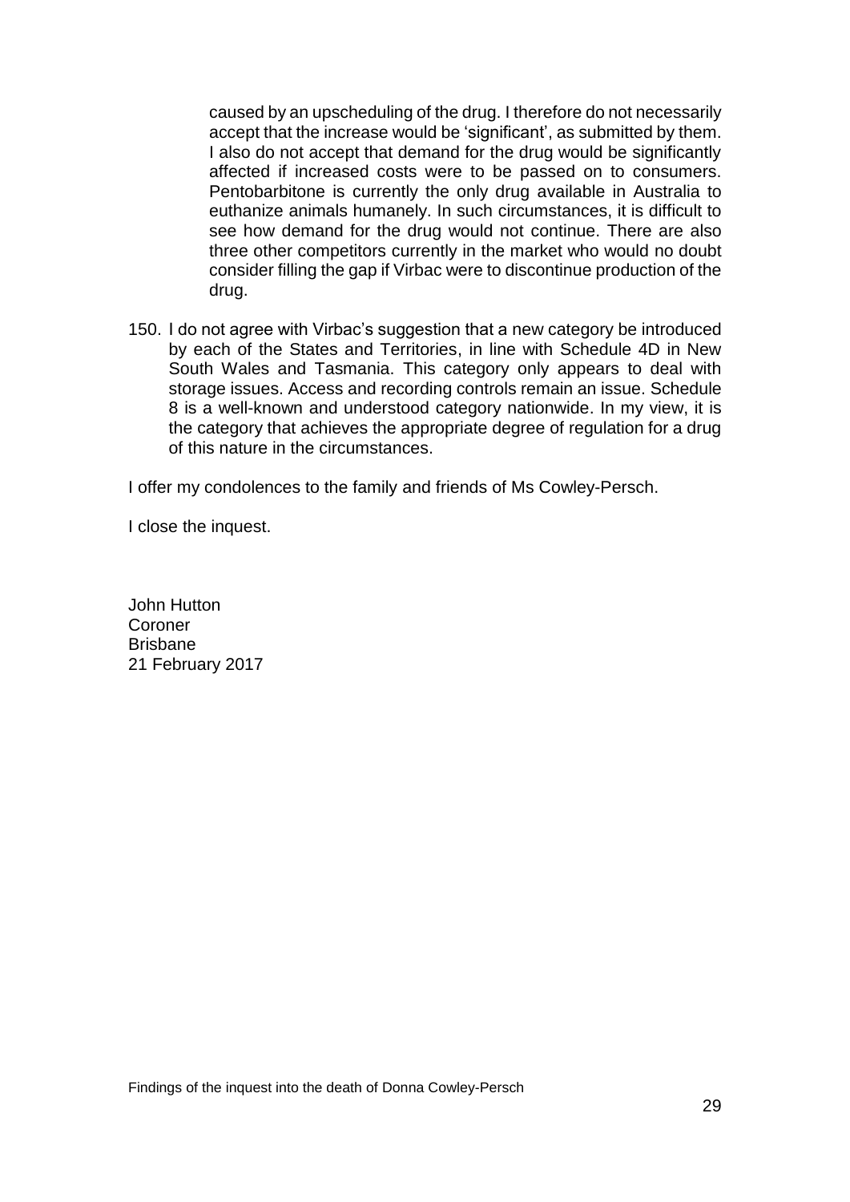caused by an upscheduling of the drug. I therefore do not necessarily accept that the increase would be 'significant', as submitted by them. I also do not accept that demand for the drug would be significantly affected if increased costs were to be passed on to consumers. Pentobarbitone is currently the only drug available in Australia to euthanize animals humanely. In such circumstances, it is difficult to see how demand for the drug would not continue. There are also three other competitors currently in the market who would no doubt consider filling the gap if Virbac were to discontinue production of the drug.

150. I do not agree with Virbac's suggestion that a new category be introduced by each of the States and Territories, in line with Schedule 4D in New South Wales and Tasmania. This category only appears to deal with storage issues. Access and recording controls remain an issue. Schedule 8 is a well-known and understood category nationwide. In my view, it is the category that achieves the appropriate degree of regulation for a drug of this nature in the circumstances.

I offer my condolences to the family and friends of Ms Cowley-Persch.

I close the inquest.

John Hutton
Coroner
Brisbane
21 February 2017